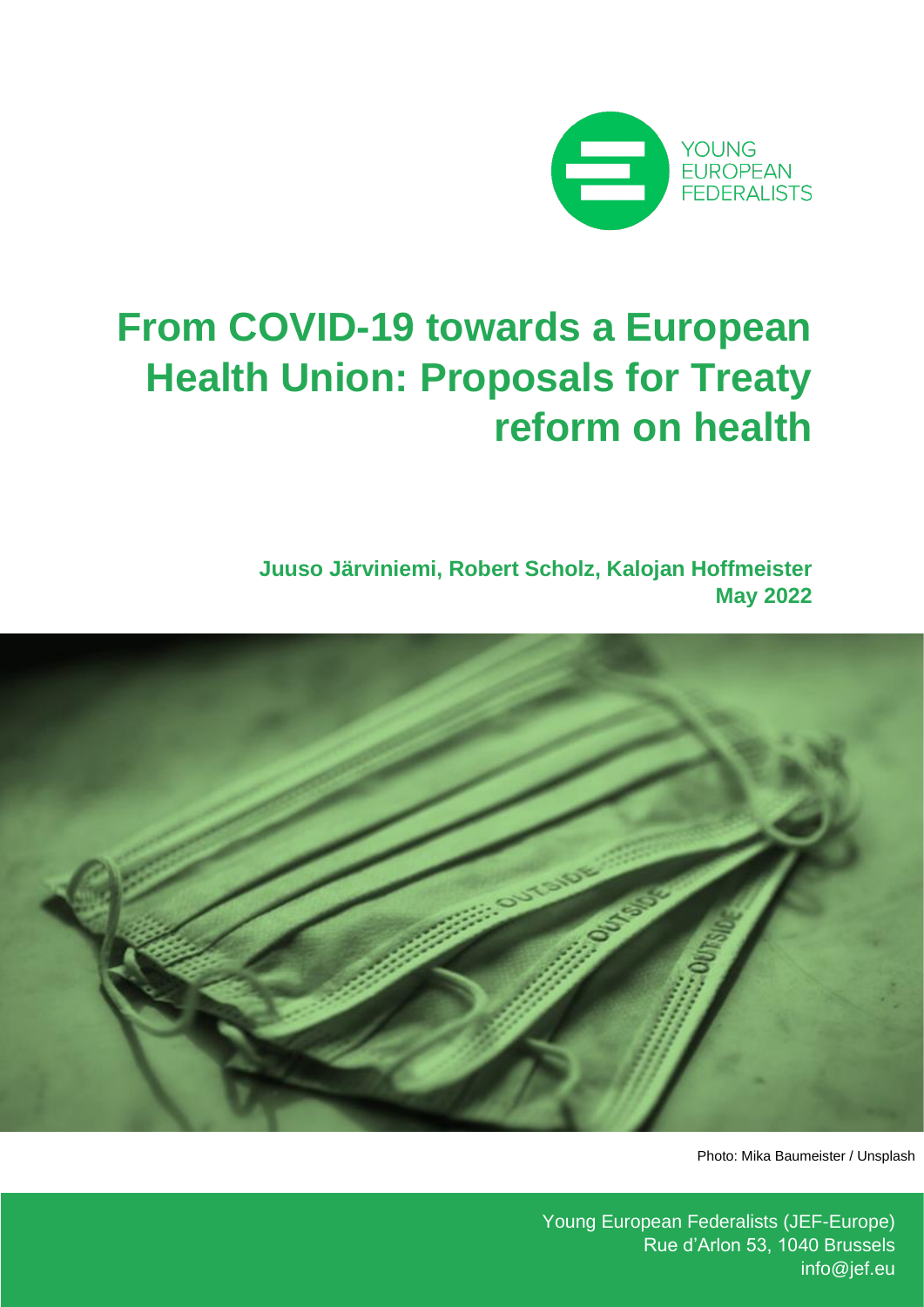YOUNG EUROPEAN FEDERALISTS

# From COVID-19 towards a European Health Union: Proposals for Treaty reform on health

**Juuso Järviniemi, Robert Scholz, Kalojan Hoffmeister**
**May 2022**

Photo: Mika Baumeister / Unsplash

Young European Federalists (JEF-Europe)
Rue d'Arlon 53, 1040 Brussels
info@jef.eu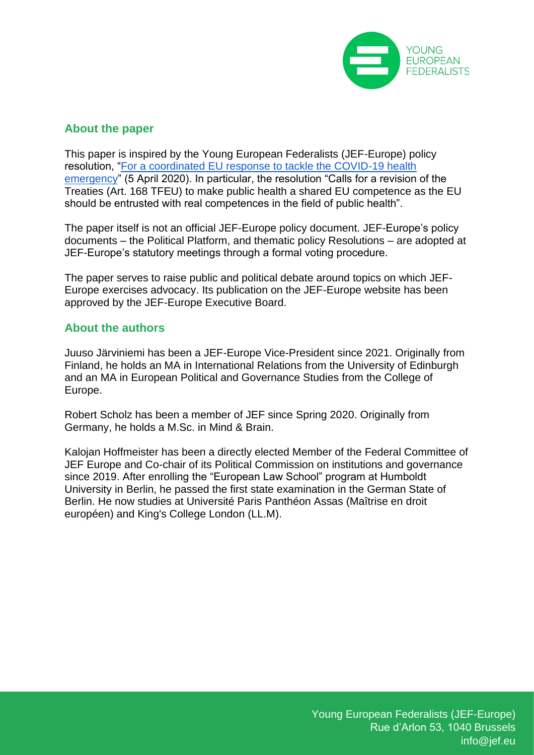## About the paper

This paper is inspired by the Young European Federalists (JEF-Europe) policy resolution, "[For a coordinated EU response to tackle the COVID-19 health emergency]" (5 April 2020). In particular, the resolution "Calls for a revision of the Treaties (Art. 168 TFEU) to make public health a shared EU competence as the EU should be entrusted with real competences in the field of public health".

The paper itself is not an official JEF-Europe policy document. JEF-Europe's policy documents – the Political Platform, and thematic policy Resolutions – are adopted at JEF-Europe's statutory meetings through a formal voting procedure.

The paper serves to raise public and political debate around topics on which JEF-Europe exercises advocacy. Its publication on the JEF-Europe website has been approved by the JEF-Europe Executive Board.

## About the authors

Juuso Järviniemi has been a JEF-Europe Vice-President since 2021. Originally from Finland, he holds an MA in International Relations from the University of Edinburgh and an MA in European Political and Governance Studies from the College of Europe.

Robert Scholz has been a member of JEF since Spring 2020. Originally from Germany, he holds a M.Sc. in Mind & Brain.

Kalojan Hoffmeister has been a directly elected Member of the Federal Committee of JEF Europe and Co-chair of its Political Commission on institutions and governance since 2019. After enrolling the "European Law School" program at Humboldt University in Berlin, he passed the first state examination in the German State of Berlin. He now studies at Université Paris Panthéon Assas (Maîtrise en droit européen) and King's College London (LL.M).

Young European Federalists (JEF-Europe)
Rue d'Arlon 53, 1040 Brussels
info@jef.eu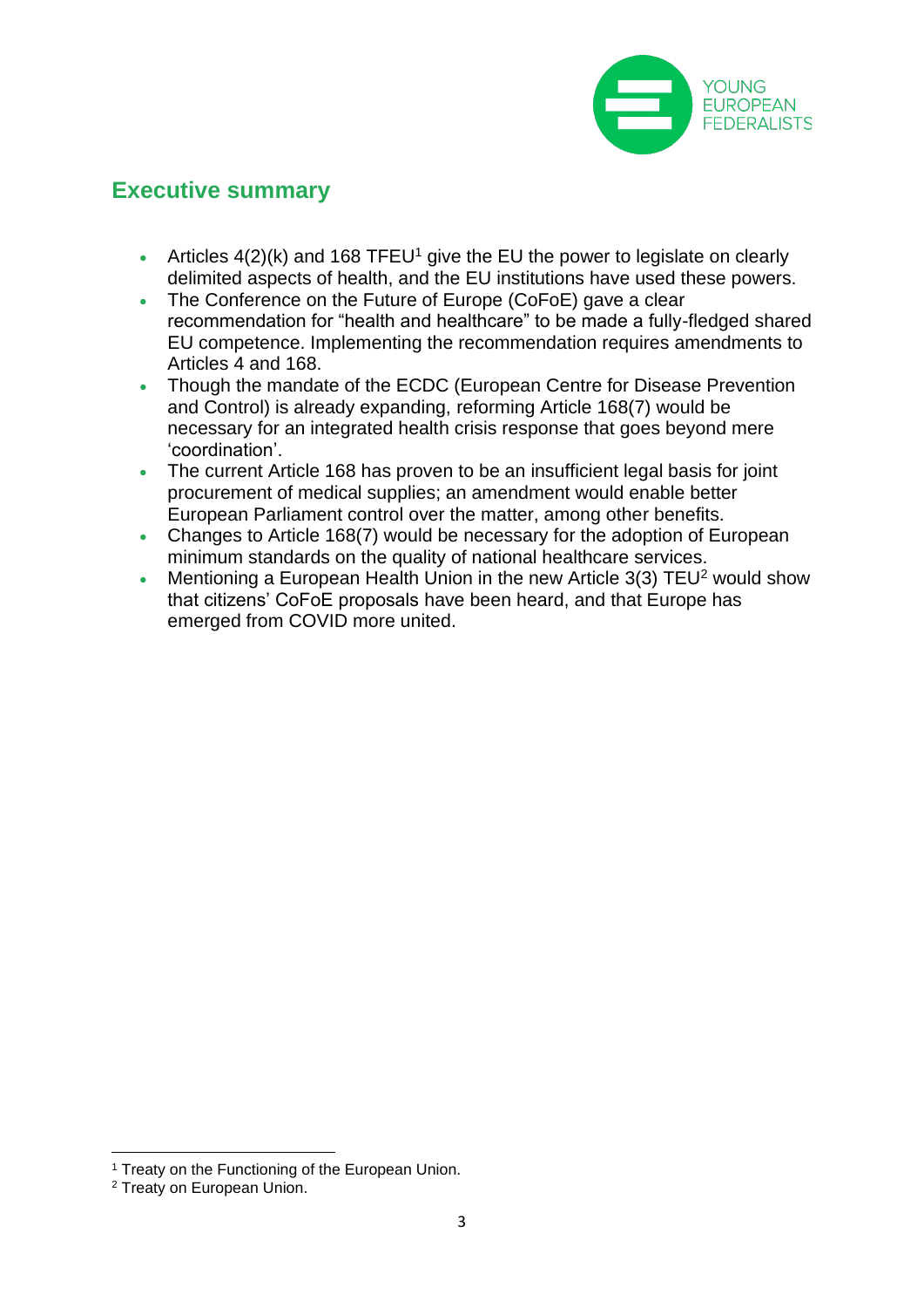## Executive summary

- Articles 4(2)(k) and 168 TFEU[1] give the EU the power to legislate on clearly delimited aspects of health, and the EU institutions have used these powers.
- The Conference on the Future of Europe (CoFoE) gave a clear recommendation for "health and healthcare" to be made a fully-fledged shared EU competence. Implementing the recommendation requires amendments to Articles 4 and 168.
- Though the mandate of the ECDC (European Centre for Disease Prevention and Control) is already expanding, reforming Article 168(7) would be necessary for an integrated health crisis response that goes beyond mere 'coordination'.
- The current Article 168 has proven to be an insufficient legal basis for joint procurement of medical supplies; an amendment would enable better European Parliament control over the matter, among other benefits.
- Changes to Article 168(7) would be necessary for the adoption of European minimum standards on the quality of national healthcare services.
- Mentioning a European Health Union in the new Article 3(3) TEU[2] would show that citizens' CoFoE proposals have been heard, and that Europe has emerged from COVID more united.

[1] Treaty on the Functioning of the European Union.

[2] Treaty on European Union.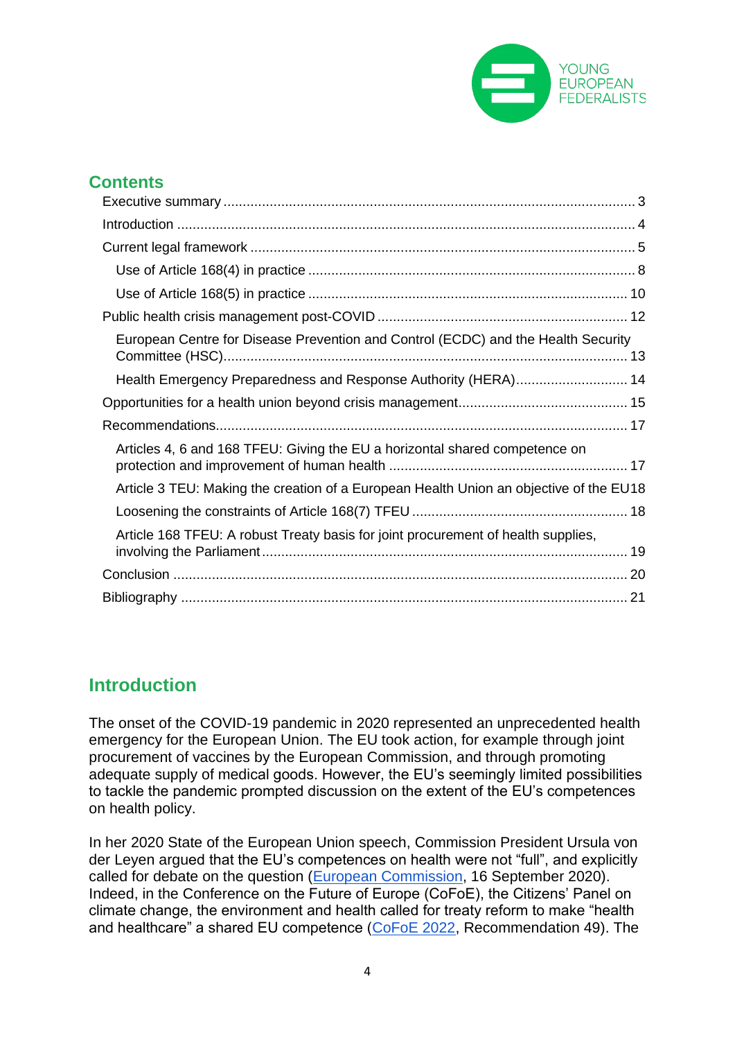## Contents

- Executive summary ........ 3
- Introduction ........ 4
- Current legal framework ........ 5
  - Use of Article 168(4) in practice ........ 8
  - Use of Article 168(5) in practice ........ 10
- Public health crisis management post-COVID ........ 12
  - European Centre for Disease Prevention and Control (ECDC) and the Health Security Committee (HSC) ........ 13
  - Health Emergency Preparedness and Response Authority (HERA) ........ 14
- Opportunities for a health union beyond crisis management ........ 15
- Recommendations ........ 17
  - Articles 4, 6 and 168 TFEU: Giving the EU a horizontal shared competence on protection and improvement of human health ........ 17
  - Article 3 TEU: Making the creation of a European Health Union an objective of the EU ........ 18
  - Loosening the constraints of Article 168(7) TFEU ........ 18
  - Article 168 TFEU: A robust Treaty basis for joint procurement of health supplies, involving the Parliament ........ 19
- Conclusion ........ 20
- Bibliography ........ 21

## Introduction

The onset of the COVID-19 pandemic in 2020 represented an unprecedented health emergency for the European Union. The EU took action, for example through joint procurement of vaccines by the European Commission, and through promoting adequate supply of medical goods. However, the EU's seemingly limited possibilities to tackle the pandemic prompted discussion on the extent of the EU's competences on health policy.

In her 2020 State of the European Union speech, Commission President Ursula von der Leyen argued that the EU's competences on health were not "full", and explicitly called for debate on the question (European Commission, 16 September 2020). Indeed, in the Conference on the Future of Europe (CoFoE), the Citizens' Panel on climate change, the environment and health called for treaty reform to make "health and healthcare" a shared EU competence (CoFoE 2022, Recommendation 49). The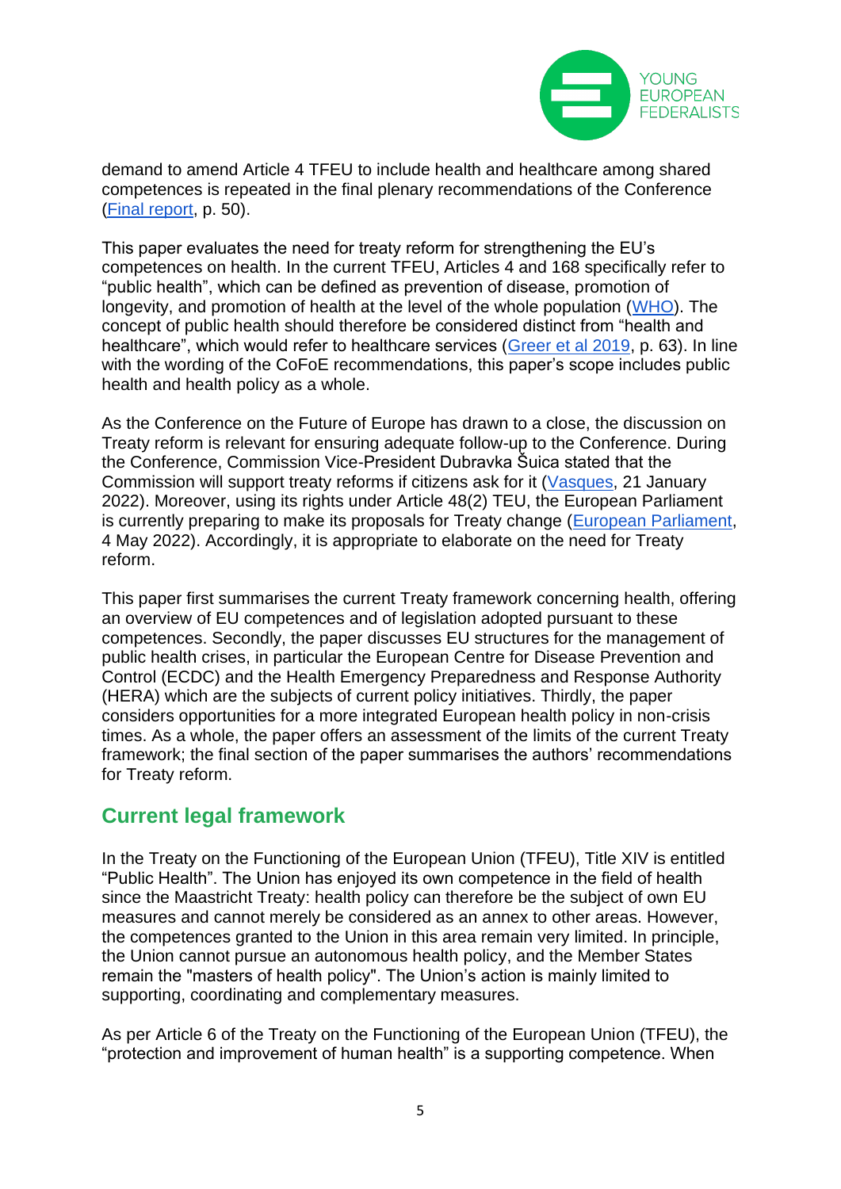demand to amend Article 4 TFEU to include health and healthcare among shared competences is repeated in the final plenary recommendations of the Conference (Final report, p. 50).

This paper evaluates the need for treaty reform for strengthening the EU's competences on health. In the current TFEU, Articles 4 and 168 specifically refer to "public health", which can be defined as prevention of disease, promotion of longevity, and promotion of health at the level of the whole population (WHO). The concept of public health should therefore be considered distinct from "health and healthcare", which would refer to healthcare services (Greer et al 2019, p. 63). In line with the wording of the CoFoE recommendations, this paper's scope includes public health and health policy as a whole.

As the Conference on the Future of Europe has drawn to a close, the discussion on Treaty reform is relevant for ensuring adequate follow-up to the Conference. During the Conference, Commission Vice-President Dubravka Šuica stated that the Commission will support treaty reforms if citizens ask for it (Vasques, 21 January 2022). Moreover, using its rights under Article 48(2) TEU, the European Parliament is currently preparing to make its proposals for Treaty change (European Parliament, 4 May 2022). Accordingly, it is appropriate to elaborate on the need for Treaty reform.

This paper first summarises the current Treaty framework concerning health, offering an overview of EU competences and of legislation adopted pursuant to these competences. Secondly, the paper discusses EU structures for the management of public health crises, in particular the European Centre for Disease Prevention and Control (ECDC) and the Health Emergency Preparedness and Response Authority (HERA) which are the subjects of current policy initiatives. Thirdly, the paper considers opportunities for a more integrated European health policy in non-crisis times. As a whole, the paper offers an assessment of the limits of the current Treaty framework; the final section of the paper summarises the authors' recommendations for Treaty reform.

## Current legal framework

In the Treaty on the Functioning of the European Union (TFEU), Title XIV is entitled "Public Health". The Union has enjoyed its own competence in the field of health since the Maastricht Treaty: health policy can therefore be the subject of own EU measures and cannot merely be considered as an annex to other areas. However, the competences granted to the Union in this area remain very limited. In principle, the Union cannot pursue an autonomous health policy, and the Member States remain the "masters of health policy". The Union's action is mainly limited to supporting, coordinating and complementary measures.

As per Article 6 of the Treaty on the Functioning of the European Union (TFEU), the "protection and improvement of human health" is a supporting competence. When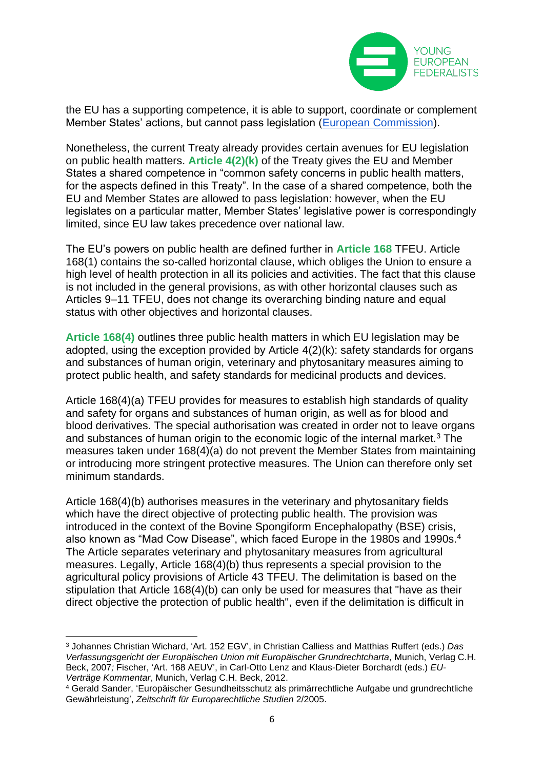the EU has a supporting competence, it is able to support, coordinate or complement Member States' actions, but cannot pass legislation (European Commission).

Nonetheless, the current Treaty already provides certain avenues for EU legislation on public health matters. **Article 4(2)(k)** of the Treaty gives the EU and Member States a shared competence in "common safety concerns in public health matters, for the aspects defined in this Treaty". In the case of a shared competence, both the EU and Member States are allowed to pass legislation: however, when the EU legislates on a particular matter, Member States' legislative power is correspondingly limited, since EU law takes precedence over national law.

The EU's powers on public health are defined further in **Article 168** TFEU. Article 168(1) contains the so-called horizontal clause, which obliges the Union to ensure a high level of health protection in all its policies and activities. The fact that this clause is not included in the general provisions, as with other horizontal clauses such as Articles 9–11 TFEU, does not change its overarching binding nature and equal status with other objectives and horizontal clauses.

**Article 168(4)** outlines three public health matters in which EU legislation may be adopted, using the exception provided by Article 4(2)(k): safety standards for organs and substances of human origin, veterinary and phytosanitary measures aiming to protect public health, and safety standards for medicinal products and devices.

Article 168(4)(a) TFEU provides for measures to establish high standards of quality and safety for organs and substances of human origin, as well as for blood and blood derivatives. The special authorisation was created in order not to leave organs and substances of human origin to the economic logic of the internal market.[3] The measures taken under 168(4)(a) do not prevent the Member States from maintaining or introducing more stringent protective measures. The Union can therefore only set minimum standards.

Article 168(4)(b) authorises measures in the veterinary and phytosanitary fields which have the direct objective of protecting public health. The provision was introduced in the context of the Bovine Spongiform Encephalopathy (BSE) crisis, also known as "Mad Cow Disease", which faced Europe in the 1980s and 1990s.[4] The Article separates veterinary and phytosanitary measures from agricultural measures. Legally, Article 168(4)(b) thus represents a special provision to the agricultural policy provisions of Article 43 TFEU. The delimitation is based on the stipulation that Article 168(4)(b) can only be used for measures that "have as their direct objective the protection of public health", even if the delimitation is difficult in

---

[3] Johannes Christian Wichard, 'Art. 152 EGV', in Christian Calliess and Matthias Ruffert (eds.) *Das Verfassungsgericht der Europäischen Union mit Europäischer Grundrechtcharta*, Munich, Verlag C.H. Beck, 2007*;* Fischer, 'Art. 168 AEUV', in Carl-Otto Lenz and Klaus-Dieter Borchardt (eds.) *EU-Verträge Kommentar*, Munich, Verlag C.H. Beck, 2012.

[4] Gerald Sander, 'Europäischer Gesundheitsschutz als primärrechtliche Aufgabe und grundrechtliche Gewährleistung', *Zeitschrift für Europarechtliche Studien* 2/2005.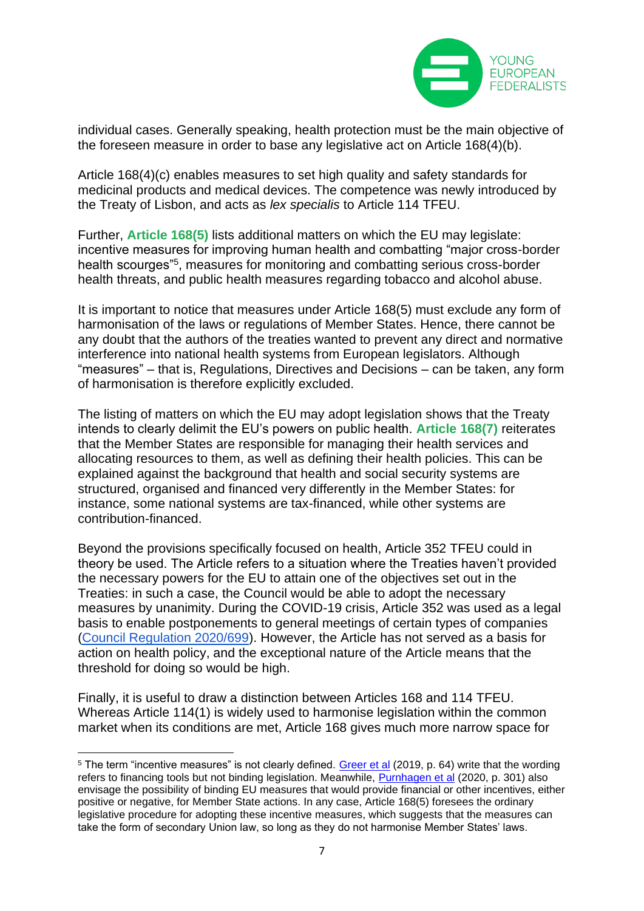individual cases. Generally speaking, health protection must be the main objective of the foreseen measure in order to base any legislative act on Article 168(4)(b).

Article 168(4)(c) enables measures to set high quality and safety standards for medicinal products and medical devices. The competence was newly introduced by the Treaty of Lisbon, and acts as *lex specialis* to Article 114 TFEU.

Further, **Article 168(5)** lists additional matters on which the EU may legislate: incentive measures for improving human health and combatting "major cross-border health scourges"[5], measures for monitoring and combatting serious cross-border health threats, and public health measures regarding tobacco and alcohol abuse.

It is important to notice that measures under Article 168(5) must exclude any form of harmonisation of the laws or regulations of Member States. Hence, there cannot be any doubt that the authors of the treaties wanted to prevent any direct and normative interference into national health systems from European legislators. Although "measures" – that is, Regulations, Directives and Decisions – can be taken, any form of harmonisation is therefore explicitly excluded.

The listing of matters on which the EU may adopt legislation shows that the Treaty intends to clearly delimit the EU's powers on public health. **Article 168(7)** reiterates that the Member States are responsible for managing their health services and allocating resources to them, as well as defining their health policies. This can be explained against the background that health and social security systems are structured, organised and financed very differently in the Member States: for instance, some national systems are tax-financed, while other systems are contribution-financed.

Beyond the provisions specifically focused on health, Article 352 TFEU could in theory be used. The Article refers to a situation where the Treaties haven't provided the necessary powers for the EU to attain one of the objectives set out in the Treaties: in such a case, the Council would be able to adopt the necessary measures by unanimity. During the COVID-19 crisis, Article 352 was used as a legal basis to enable postponements to general meetings of certain types of companies (Council Regulation 2020/699). However, the Article has not served as a basis for action on health policy, and the exceptional nature of the Article means that the threshold for doing so would be high.

Finally, it is useful to draw a distinction between Articles 168 and 114 TFEU. Whereas Article 114(1) is widely used to harmonise legislation within the common market when its conditions are met, Article 168 gives much more narrow space for

---

[5] The term "incentive measures" is not clearly defined. Greer et al (2019, p. 64) write that the wording refers to financing tools but not binding legislation. Meanwhile, Purnhagen et al (2020, p. 301) also envisage the possibility of binding EU measures that would provide financial or other incentives, either positive or negative, for Member State actions. In any case, Article 168(5) foresees the ordinary legislative procedure for adopting these incentive measures, which suggests that the measures can take the form of secondary Union law, so long as they do not harmonise Member States' laws.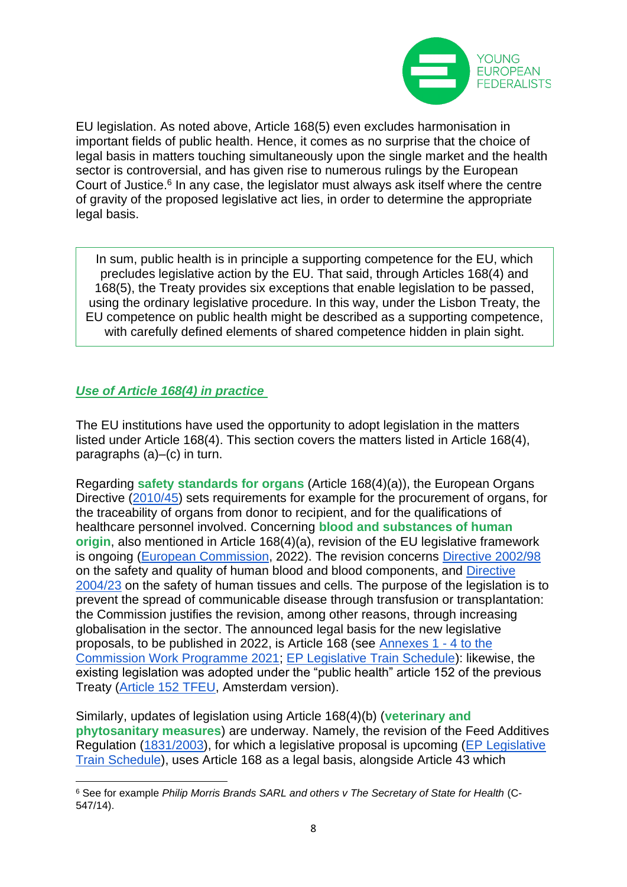EU legislation. As noted above, Article 168(5) even excludes harmonisation in important fields of public health. Hence, it comes as no surprise that the choice of legal basis in matters touching simultaneously upon the single market and the health sector is controversial, and has given rise to numerous rulings by the European Court of Justice.[6] In any case, the legislator must always ask itself where the centre of gravity of the proposed legislative act lies, in order to determine the appropriate legal basis.

> In sum, public health is in principle a supporting competence for the EU, which precludes legislative action by the EU. That said, through Articles 168(4) and 168(5), the Treaty provides six exceptions that enable legislation to be passed, using the ordinary legislative procedure. In this way, under the Lisbon Treaty, the EU competence on public health might be described as a supporting competence, with carefully defined elements of shared competence hidden in plain sight.

### *Use of Article 168(4) in practice*

The EU institutions have used the opportunity to adopt legislation in the matters listed under Article 168(4). This section covers the matters listed in Article 168(4), paragraphs (a)–(c) in turn.

Regarding **safety standards for organs** (Article 168(4)(a)), the European Organs Directive (2010/45) sets requirements for example for the procurement of organs, for the traceability of organs from donor to recipient, and for the qualifications of healthcare personnel involved. Concerning **blood and substances of human origin**, also mentioned in Article 168(4)(a), revision of the EU legislative framework is ongoing (European Commission, 2022). The revision concerns Directive 2002/98 on the safety and quality of human blood and blood components, and Directive 2004/23 on the safety of human tissues and cells. The purpose of the legislation is to prevent the spread of communicable disease through transfusion or transplantation: the Commission justifies the revision, among other reasons, through increasing globalisation in the sector. The announced legal basis for the new legislative proposals, to be published in 2022, is Article 168 (see Annexes 1 - 4 to the Commission Work Programme 2021; EP Legislative Train Schedule): likewise, the existing legislation was adopted under the "public health" article 152 of the previous Treaty (Article 152 TFEU, Amsterdam version).

Similarly, updates of legislation using Article 168(4)(b) (**veterinary and phytosanitary measures**) are underway. Namely, the revision of the Feed Additives Regulation (1831/2003), for which a legislative proposal is upcoming (EP Legislative Train Schedule), uses Article 168 as a legal basis, alongside Article 43 which

---

[6] See for example *Philip Morris Brands SARL and others v The Secretary of State for Health* (C-547/14).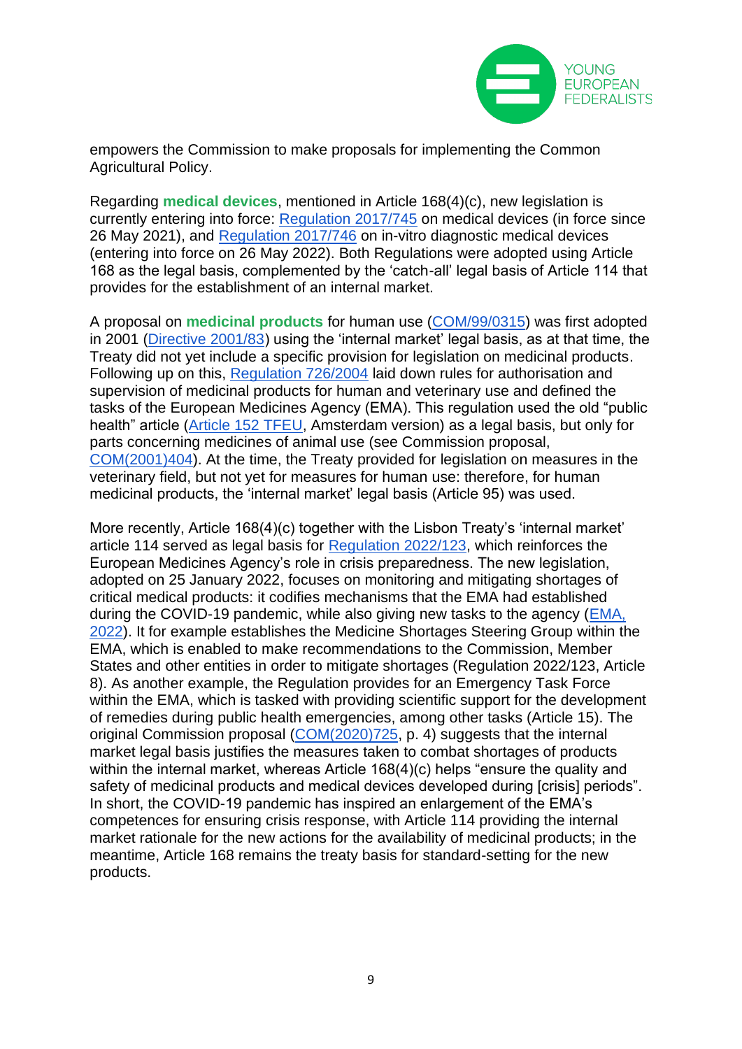empowers the Commission to make proposals for implementing the Common Agricultural Policy.

Regarding **medical devices**, mentioned in Article 168(4)(c), new legislation is currently entering into force: Regulation 2017/745 on medical devices (in force since 26 May 2021), and Regulation 2017/746 on in-vitro diagnostic medical devices (entering into force on 26 May 2022). Both Regulations were adopted using Article 168 as the legal basis, complemented by the 'catch-all' legal basis of Article 114 that provides for the establishment of an internal market.

A proposal on **medicinal products** for human use (COM/99/0315) was first adopted in 2001 (Directive 2001/83) using the 'internal market' legal basis, as at that time, the Treaty did not yet include a specific provision for legislation on medicinal products. Following up on this, Regulation 726/2004 laid down rules for authorisation and supervision of medicinal products for human and veterinary use and defined the tasks of the European Medicines Agency (EMA). This regulation used the old "public health" article (Article 152 TFEU, Amsterdam version) as a legal basis, but only for parts concerning medicines of animal use (see Commission proposal, COM(2001)404). At the time, the Treaty provided for legislation on measures in the veterinary field, but not yet for measures for human use: therefore, for human medicinal products, the 'internal market' legal basis (Article 95) was used.

More recently, Article 168(4)(c) together with the Lisbon Treaty's 'internal market' article 114 served as legal basis for Regulation 2022/123, which reinforces the European Medicines Agency's role in crisis preparedness. The new legislation, adopted on 25 January 2022, focuses on monitoring and mitigating shortages of critical medical products: it codifies mechanisms that the EMA had established during the COVID-19 pandemic, while also giving new tasks to the agency (EMA, 2022). It for example establishes the Medicine Shortages Steering Group within the EMA, which is enabled to make recommendations to the Commission, Member States and other entities in order to mitigate shortages (Regulation 2022/123, Article 8). As another example, the Regulation provides for an Emergency Task Force within the EMA, which is tasked with providing scientific support for the development of remedies during public health emergencies, among other tasks (Article 15). The original Commission proposal (COM(2020)725, p. 4) suggests that the internal market legal basis justifies the measures taken to combat shortages of products within the internal market, whereas Article 168(4)(c) helps "ensure the quality and safety of medicinal products and medical devices developed during [crisis] periods". In short, the COVID-19 pandemic has inspired an enlargement of the EMA's competences for ensuring crisis response, with Article 114 providing the internal market rationale for the new actions for the availability of medicinal products; in the meantime, Article 168 remains the treaty basis for standard-setting for the new products.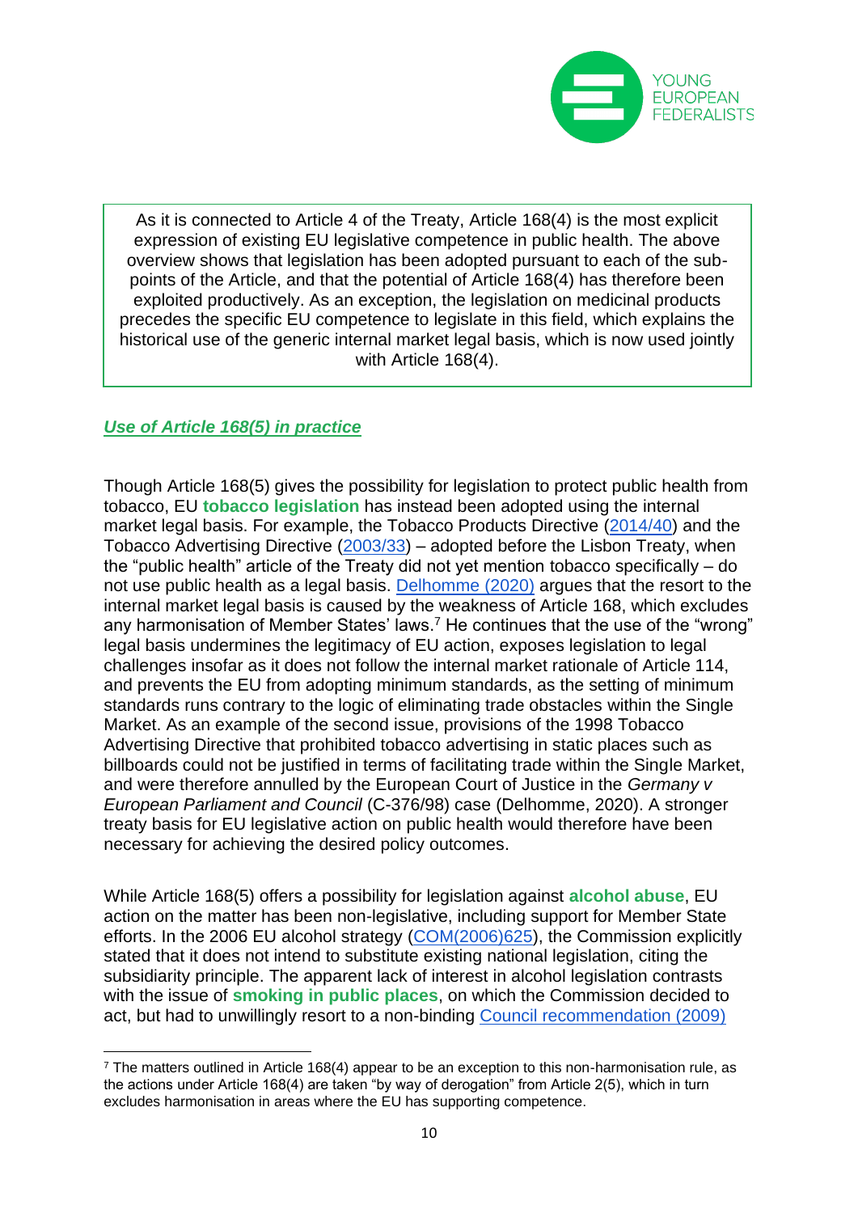As it is connected to Article 4 of the Treaty, Article 168(4) is the most explicit expression of existing EU legislative competence in public health. The above overview shows that legislation has been adopted pursuant to each of the sub-points of the Article, and that the potential of Article 168(4) has therefore been exploited productively. As an exception, the legislation on medicinal products precedes the specific EU competence to legislate in this field, which explains the historical use of the generic internal market legal basis, which is now used jointly with Article 168(4).

### *Use of Article 168(5) in practice*

Though Article 168(5) gives the possibility for legislation to protect public health from tobacco, EU **tobacco legislation** has instead been adopted using the internal market legal basis. For example, the Tobacco Products Directive (2014/40) and the Tobacco Advertising Directive (2003/33) – adopted before the Lisbon Treaty, when the "public health" article of the Treaty did not yet mention tobacco specifically – do not use public health as a legal basis. Delhomme (2020) argues that the resort to the internal market legal basis is caused by the weakness of Article 168, which excludes any harmonisation of Member States' laws.[7] He continues that the use of the "wrong" legal basis undermines the legitimacy of EU action, exposes legislation to legal challenges insofar as it does not follow the internal market rationale of Article 114, and prevents the EU from adopting minimum standards, as the setting of minimum standards runs contrary to the logic of eliminating trade obstacles within the Single Market. As an example of the second issue, provisions of the 1998 Tobacco Advertising Directive that prohibited tobacco advertising in static places such as billboards could not be justified in terms of facilitating trade within the Single Market, and were therefore annulled by the European Court of Justice in the *Germany v European Parliament and Council* (C-376/98) case (Delhomme, 2020). A stronger treaty basis for EU legislative action on public health would therefore have been necessary for achieving the desired policy outcomes.

While Article 168(5) offers a possibility for legislation against **alcohol abuse**, EU action on the matter has been non-legislative, including support for Member State efforts. In the 2006 EU alcohol strategy (COM(2006)625), the Commission explicitly stated that it does not intend to substitute existing national legislation, citing the subsidiarity principle. The apparent lack of interest in alcohol legislation contrasts with the issue of **smoking in public places**, on which the Commission decided to act, but had to unwillingly resort to a non-binding Council recommendation (2009)

[7] The matters outlined in Article 168(4) appear to be an exception to this non-harmonisation rule, as the actions under Article 168(4) are taken "by way of derogation" from Article 2(5), which in turn excludes harmonisation in areas where the EU has supporting competence.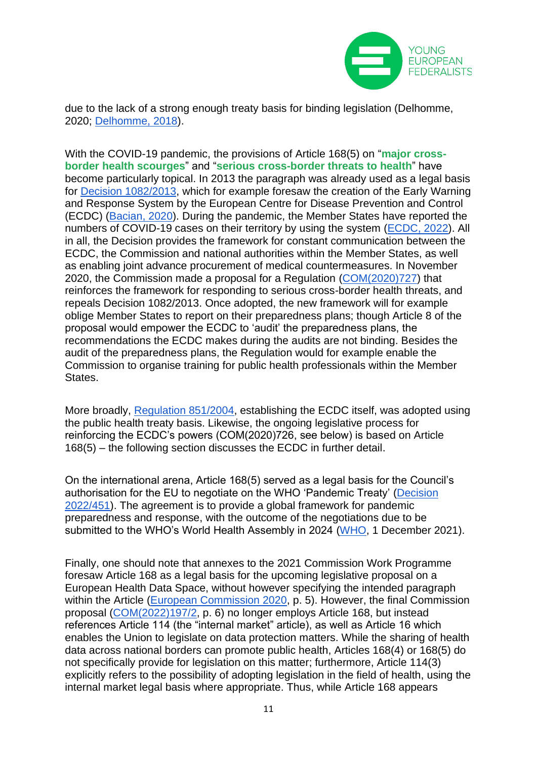due to the lack of a strong enough treaty basis for binding legislation (Delhomme, 2020; Delhomme, 2018).

With the COVID-19 pandemic, the provisions of Article 168(5) on "**major cross-border health scourges**" and "**serious cross-border threats to health**" have become particularly topical. In 2013 the paragraph was already used as a legal basis for Decision 1082/2013, which for example foresaw the creation of the Early Warning and Response System by the European Centre for Disease Prevention and Control (ECDC) (Bacian, 2020). During the pandemic, the Member States have reported the numbers of COVID-19 cases on their territory by using the system (ECDC, 2022). All in all, the Decision provides the framework for constant communication between the ECDC, the Commission and national authorities within the Member States, as well as enabling joint advance procurement of medical countermeasures. In November 2020, the Commission made a proposal for a Regulation (COM(2020)727) that reinforces the framework for responding to serious cross-border health threats, and repeals Decision 1082/2013. Once adopted, the new framework will for example oblige Member States to report on their preparedness plans; though Article 8 of the proposal would empower the ECDC to 'audit' the preparedness plans, the recommendations the ECDC makes during the audits are not binding. Besides the audit of the preparedness plans, the Regulation would for example enable the Commission to organise training for public health professionals within the Member States.

More broadly, Regulation 851/2004, establishing the ECDC itself, was adopted using the public health treaty basis. Likewise, the ongoing legislative process for reinforcing the ECDC's powers (COM(2020)726, see below) is based on Article 168(5) – the following section discusses the ECDC in further detail.

On the international arena, Article 168(5) served as a legal basis for the Council's authorisation for the EU to negotiate on the WHO 'Pandemic Treaty' (Decision 2022/451). The agreement is to provide a global framework for pandemic preparedness and response, with the outcome of the negotiations due to be submitted to the WHO's World Health Assembly in 2024 (WHO, 1 December 2021).

Finally, one should note that annexes to the 2021 Commission Work Programme foresaw Article 168 as a legal basis for the upcoming legislative proposal on a European Health Data Space, without however specifying the intended paragraph within the Article (European Commission 2020, p. 5). However, the final Commission proposal (COM(2022)197/2, p. 6) no longer employs Article 168, but instead references Article 114 (the "internal market" article), as well as Article 16 which enables the Union to legislate on data protection matters. While the sharing of health data across national borders can promote public health, Articles 168(4) or 168(5) do not specifically provide for legislation on this matter; furthermore, Article 114(3) explicitly refers to the possibility of adopting legislation in the field of health, using the internal market legal basis where appropriate. Thus, while Article 168 appears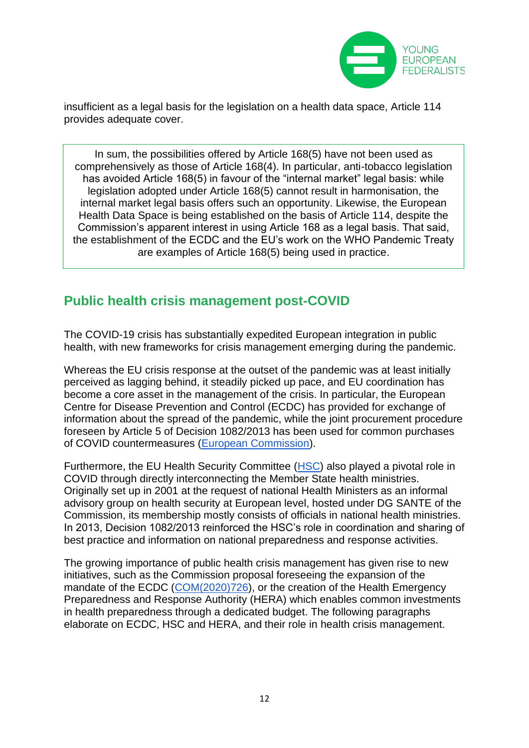insufficient as a legal basis for the legislation on a health data space, Article 114 provides adequate cover.

> In sum, the possibilities offered by Article 168(5) have not been used as comprehensively as those of Article 168(4). In particular, anti-tobacco legislation has avoided Article 168(5) in favour of the "internal market" legal basis: while legislation adopted under Article 168(5) cannot result in harmonisation, the internal market legal basis offers such an opportunity. Likewise, the European Health Data Space is being established on the basis of Article 114, despite the Commission's apparent interest in using Article 168 as a legal basis. That said, the establishment of the ECDC and the EU's work on the WHO Pandemic Treaty are examples of Article 168(5) being used in practice.

## Public health crisis management post-COVID

The COVID-19 crisis has substantially expedited European integration in public health, with new frameworks for crisis management emerging during the pandemic.

Whereas the EU crisis response at the outset of the pandemic was at least initially perceived as lagging behind, it steadily picked up pace, and EU coordination has become a core asset in the management of the crisis. In particular, the European Centre for Disease Prevention and Control (ECDC) has provided for exchange of information about the spread of the pandemic, while the joint procurement procedure foreseen by Article 5 of Decision 1082/2013 has been used for common purchases of COVID countermeasures (European Commission).

Furthermore, the EU Health Security Committee (HSC) also played a pivotal role in COVID through directly interconnecting the Member State health ministries. Originally set up in 2001 at the request of national Health Ministers as an informal advisory group on health security at European level, hosted under DG SANTE of the Commission, its membership mostly consists of officials in national health ministries. In 2013, Decision 1082/2013 reinforced the HSC's role in coordination and sharing of best practice and information on national preparedness and response activities.

The growing importance of public health crisis management has given rise to new initiatives, such as the Commission proposal foreseeing the expansion of the mandate of the ECDC (COM(2020)726), or the creation of the Health Emergency Preparedness and Response Authority (HERA) which enables common investments in health preparedness through a dedicated budget. The following paragraphs elaborate on ECDC, HSC and HERA, and their role in health crisis management.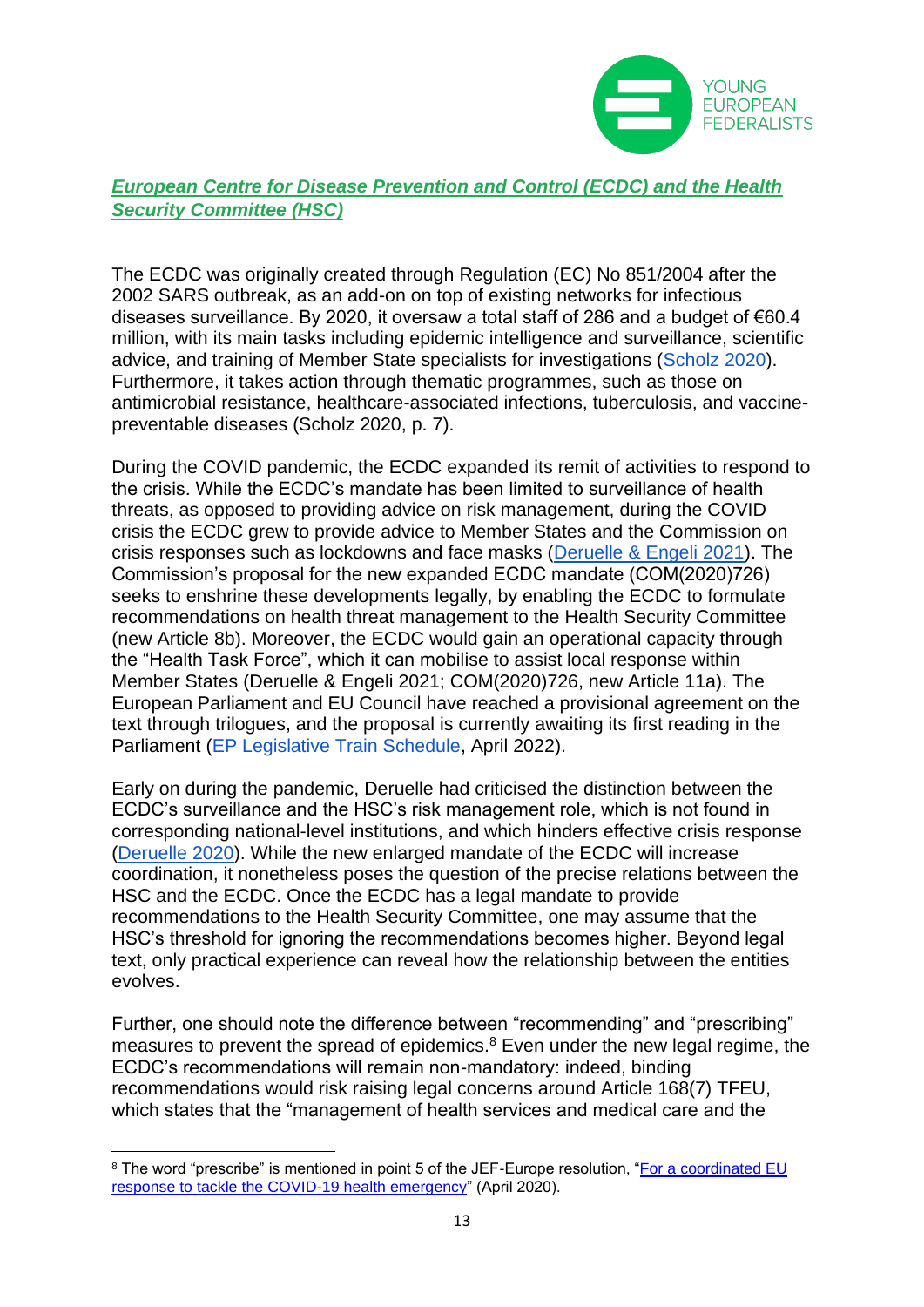## ***European Centre for Disease Prevention and Control (ECDC) and the Health Security Committee (HSC)***

The ECDC was originally created through Regulation (EC) No 851/2004 after the 2002 SARS outbreak, as an add-on on top of existing networks for infectious diseases surveillance. By 2020, it oversaw a total staff of 286 and a budget of €60.4 million, with its main tasks including epidemic intelligence and surveillance, scientific advice, and training of Member State specialists for investigations (Scholz 2020). Furthermore, it takes action through thematic programmes, such as those on antimicrobial resistance, healthcare-associated infections, tuberculosis, and vaccine-preventable diseases (Scholz 2020, p. 7).

During the COVID pandemic, the ECDC expanded its remit of activities to respond to the crisis. While the ECDC's mandate has been limited to surveillance of health threats, as opposed to providing advice on risk management, during the COVID crisis the ECDC grew to provide advice to Member States and the Commission on crisis responses such as lockdowns and face masks (Deruelle & Engeli 2021). The Commission's proposal for the new expanded ECDC mandate (COM(2020)726) seeks to enshrine these developments legally, by enabling the ECDC to formulate recommendations on health threat management to the Health Security Committee (new Article 8b). Moreover, the ECDC would gain an operational capacity through the "Health Task Force", which it can mobilise to assist local response within Member States (Deruelle & Engeli 2021; COM(2020)726, new Article 11a). The European Parliament and EU Council have reached a provisional agreement on the text through trilogues, and the proposal is currently awaiting its first reading in the Parliament (EP Legislative Train Schedule, April 2022).

Early on during the pandemic, Deruelle had criticised the distinction between the ECDC's surveillance and the HSC's risk management role, which is not found in corresponding national-level institutions, and which hinders effective crisis response (Deruelle 2020). While the new enlarged mandate of the ECDC will increase coordination, it nonetheless poses the question of the precise relations between the HSC and the ECDC. Once the ECDC has a legal mandate to provide recommendations to the Health Security Committee, one may assume that the HSC's threshold for ignoring the recommendations becomes higher. Beyond legal text, only practical experience can reveal how the relationship between the entities evolves.

Further, one should note the difference between "recommending" and "prescribing" measures to prevent the spread of epidemics.[8] Even under the new legal regime, the ECDC's recommendations will remain non-mandatory: indeed, binding recommendations would risk raising legal concerns around Article 168(7) TFEU, which states that the "management of health services and medical care and the

---

[8] The word "prescribe" is mentioned in point 5 of the JEF-Europe resolution, "For a coordinated EU response to tackle the COVID-19 health emergency" (April 2020).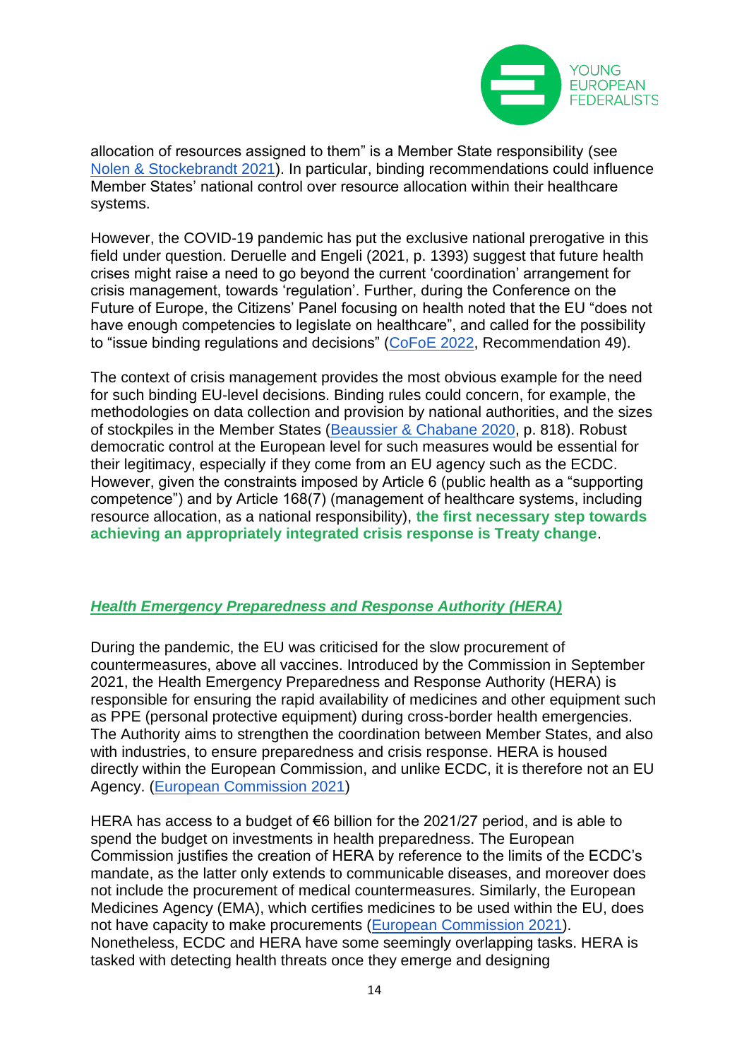allocation of resources assigned to them" is a Member State responsibility (see [Nolen & Stockebrandt 2021](#)). In particular, binding recommendations could influence Member States' national control over resource allocation within their healthcare systems.

However, the COVID-19 pandemic has put the exclusive national prerogative in this field under question. Deruelle and Engeli (2021, p. 1393) suggest that future health crises might raise a need to go beyond the current 'coordination' arrangement for crisis management, towards 'regulation'. Further, during the Conference on the Future of Europe, the Citizens' Panel focusing on health noted that the EU "does not have enough competencies to legislate on healthcare", and called for the possibility to "issue binding regulations and decisions" ([CoFoE 2022](#), Recommendation 49).

The context of crisis management provides the most obvious example for the need for such binding EU-level decisions. Binding rules could concern, for example, the methodologies on data collection and provision by national authorities, and the sizes of stockpiles in the Member States ([Beaussier & Chabane 2020](#), p. 818). Robust democratic control at the European level for such measures would be essential for their legitimacy, especially if they come from an EU agency such as the ECDC. However, given the constraints imposed by Article 6 (public health as a "supporting competence") and by Article 168(7) (management of healthcare systems, including resource allocation, as a national responsibility), **the first necessary step towards achieving an appropriately integrated crisis response is Treaty change**.

### ***Health Emergency Preparedness and Response Authority (HERA)***

During the pandemic, the EU was criticised for the slow procurement of countermeasures, above all vaccines. Introduced by the Commission in September 2021, the Health Emergency Preparedness and Response Authority (HERA) is responsible for ensuring the rapid availability of medicines and other equipment such as PPE (personal protective equipment) during cross-border health emergencies. The Authority aims to strengthen the coordination between Member States, and also with industries, to ensure preparedness and crisis response. HERA is housed directly within the European Commission, and unlike ECDC, it is therefore not an EU Agency. ([European Commission 2021](#))

HERA has access to a budget of €6 billion for the 2021/27 period, and is able to spend the budget on investments in health preparedness. The European Commission justifies the creation of HERA by reference to the limits of the ECDC's mandate, as the latter only extends to communicable diseases, and moreover does not include the procurement of medical countermeasures. Similarly, the European Medicines Agency (EMA), which certifies medicines to be used within the EU, does not have capacity to make procurements ([European Commission 2021](#)). Nonetheless, ECDC and HERA have some seemingly overlapping tasks. HERA is tasked with detecting health threats once they emerge and designing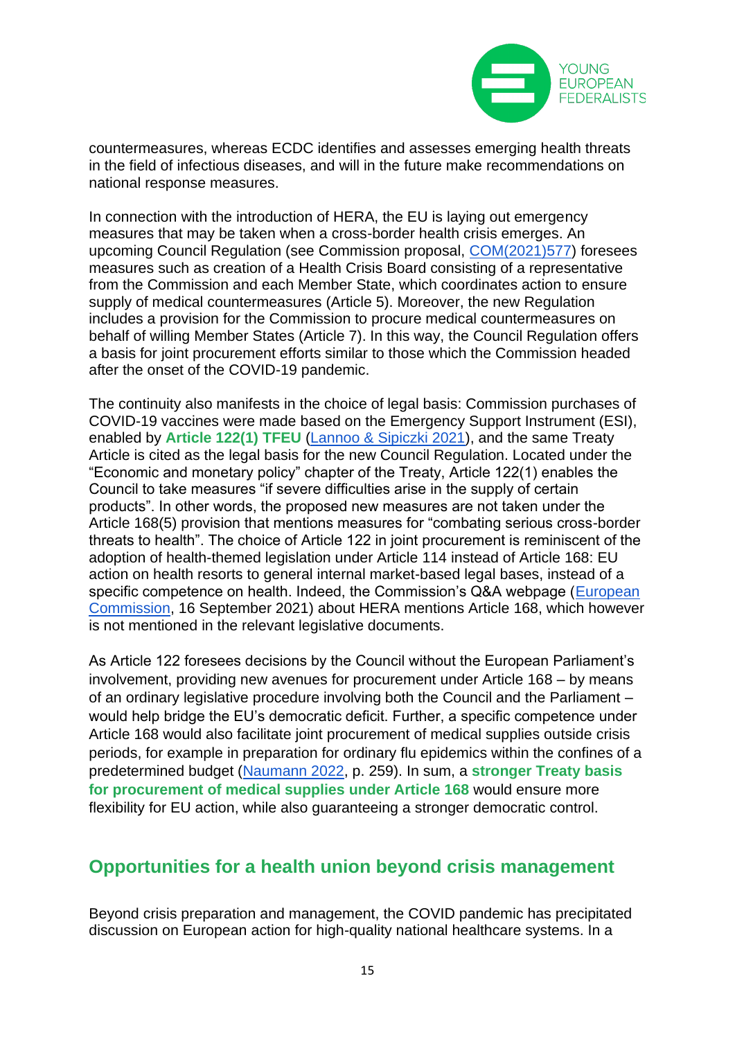countermeasures, whereas ECDC identifies and assesses emerging health threats in the field of infectious diseases, and will in the future make recommendations on national response measures.

In connection with the introduction of HERA, the EU is laying out emergency measures that may be taken when a cross-border health crisis emerges. An upcoming Council Regulation (see Commission proposal, COM(2021)577) foresees measures such as creation of a Health Crisis Board consisting of a representative from the Commission and each Member State, which coordinates action to ensure supply of medical countermeasures (Article 5). Moreover, the new Regulation includes a provision for the Commission to procure medical countermeasures on behalf of willing Member States (Article 7). In this way, the Council Regulation offers a basis for joint procurement efforts similar to those which the Commission headed after the onset of the COVID-19 pandemic.

The continuity also manifests in the choice of legal basis: Commission purchases of COVID-19 vaccines were made based on the Emergency Support Instrument (ESI), enabled by **Article 122(1) TFEU** (Lannoo & Sipiczki 2021), and the same Treaty Article is cited as the legal basis for the new Council Regulation. Located under the "Economic and monetary policy" chapter of the Treaty, Article 122(1) enables the Council to take measures "if severe difficulties arise in the supply of certain products". In other words, the proposed new measures are not taken under the Article 168(5) provision that mentions measures for "combating serious cross-border threats to health". The choice of Article 122 in joint procurement is reminiscent of the adoption of health-themed legislation under Article 114 instead of Article 168: EU action on health resorts to general internal market-based legal bases, instead of a specific competence on health. Indeed, the Commission's Q&A webpage (European Commission, 16 September 2021) about HERA mentions Article 168, which however is not mentioned in the relevant legislative documents.

As Article 122 foresees decisions by the Council without the European Parliament's involvement, providing new avenues for procurement under Article 168 – by means of an ordinary legislative procedure involving both the Council and the Parliament – would help bridge the EU's democratic deficit. Further, a specific competence under Article 168 would also facilitate joint procurement of medical supplies outside crisis periods, for example in preparation for ordinary flu epidemics within the confines of a predetermined budget (Naumann 2022, p. 259). In sum, a **stronger Treaty basis for procurement of medical supplies under Article 168** would ensure more flexibility for EU action, while also guaranteeing a stronger democratic control.

## Opportunities for a health union beyond crisis management

Beyond crisis preparation and management, the COVID pandemic has precipitated discussion on European action for high-quality national healthcare systems. In a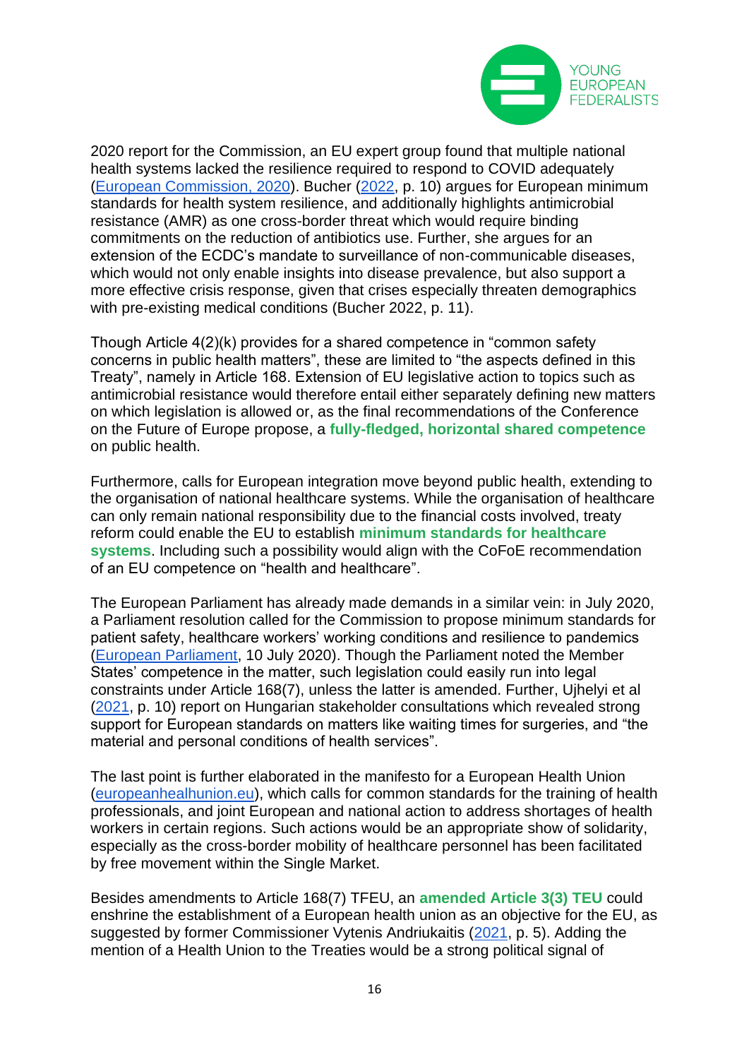2020 report for the Commission, an EU expert group found that multiple national health systems lacked the resilience required to respond to COVID adequately (European Commission, 2020). Bucher (2022, p. 10) argues for European minimum standards for health system resilience, and additionally highlights antimicrobial resistance (AMR) as one cross-border threat which would require binding commitments on the reduction of antibiotics use. Further, she argues for an extension of the ECDC's mandate to surveillance of non-communicable diseases, which would not only enable insights into disease prevalence, but also support a more effective crisis response, given that crises especially threaten demographics with pre-existing medical conditions (Bucher 2022, p. 11).

Though Article 4(2)(k) provides for a shared competence in "common safety concerns in public health matters", these are limited to "the aspects defined in this Treaty", namely in Article 168. Extension of EU legislative action to topics such as antimicrobial resistance would therefore entail either separately defining new matters on which legislation is allowed or, as the final recommendations of the Conference on the Future of Europe propose, a **fully-fledged, horizontal shared competence** on public health.

Furthermore, calls for European integration move beyond public health, extending to the organisation of national healthcare systems. While the organisation of healthcare can only remain national responsibility due to the financial costs involved, treaty reform could enable the EU to establish **minimum standards for healthcare systems**. Including such a possibility would align with the CoFoE recommendation of an EU competence on "health and healthcare".

The European Parliament has already made demands in a similar vein: in July 2020, a Parliament resolution called for the Commission to propose minimum standards for patient safety, healthcare workers' working conditions and resilience to pandemics (European Parliament, 10 July 2020). Though the Parliament noted the Member States' competence in the matter, such legislation could easily run into legal constraints under Article 168(7), unless the latter is amended. Further, Ujhelyi et al (2021, p. 10) report on Hungarian stakeholder consultations which revealed strong support for European standards on matters like waiting times for surgeries, and "the material and personal conditions of health services".

The last point is further elaborated in the manifesto for a European Health Union (europeanhealhunion.eu), which calls for common standards for the training of health professionals, and joint European and national action to address shortages of health workers in certain regions. Such actions would be an appropriate show of solidarity, especially as the cross-border mobility of healthcare personnel has been facilitated by free movement within the Single Market.

Besides amendments to Article 168(7) TFEU, an **amended Article 3(3) TEU** could enshrine the establishment of a European health union as an objective for the EU, as suggested by former Commissioner Vytenis Andriukaitis (2021, p. 5). Adding the mention of a Health Union to the Treaties would be a strong political signal of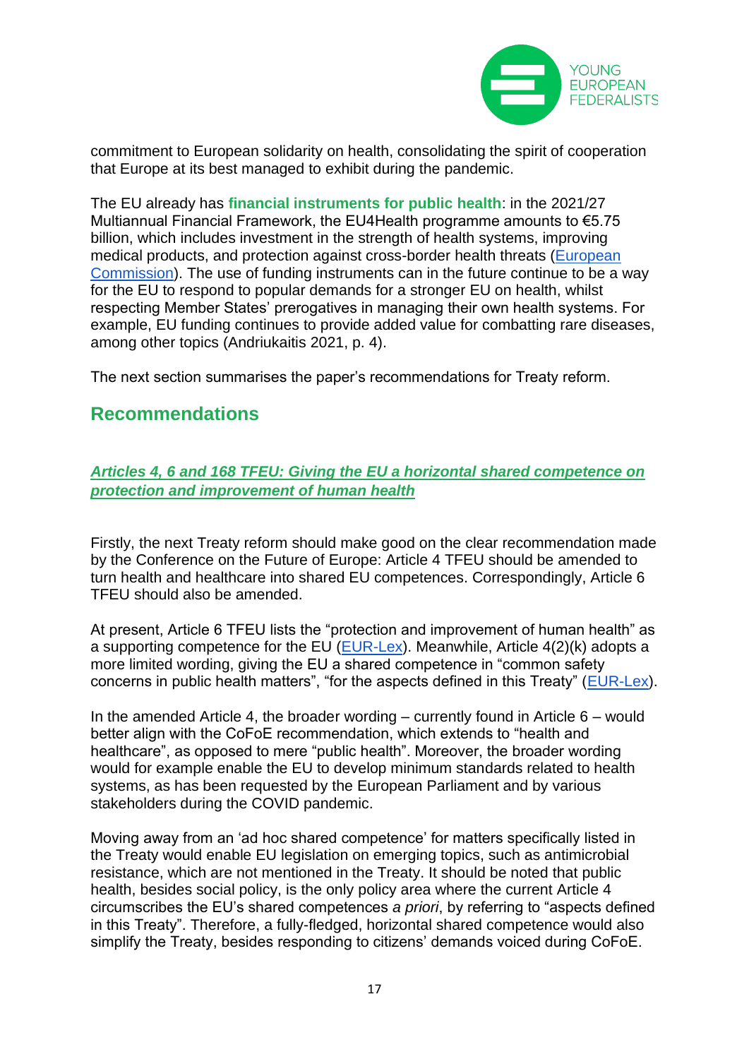commitment to European solidarity on health, consolidating the spirit of cooperation that Europe at its best managed to exhibit during the pandemic.

The EU already has **financial instruments for public health**: in the 2021/27 Multiannual Financial Framework, the EU4Health programme amounts to €5.75 billion, which includes investment in the strength of health systems, improving medical products, and protection against cross-border health threats (European Commission). The use of funding instruments can in the future continue to be a way for the EU to respond to popular demands for a stronger EU on health, whilst respecting Member States' prerogatives in managing their own health systems. For example, EU funding continues to provide added value for combatting rare diseases, among other topics (Andriukaitis 2021, p. 4).

The next section summarises the paper's recommendations for Treaty reform.

## Recommendations

### *Articles 4, 6 and 168 TFEU: Giving the EU a horizontal shared competence on protection and improvement of human health*

Firstly, the next Treaty reform should make good on the clear recommendation made by the Conference on the Future of Europe: Article 4 TFEU should be amended to turn health and healthcare into shared EU competences. Correspondingly, Article 6 TFEU should also be amended.

At present, Article 6 TFEU lists the "protection and improvement of human health" as a supporting competence for the EU (EUR-Lex). Meanwhile, Article 4(2)(k) adopts a more limited wording, giving the EU a shared competence in "common safety concerns in public health matters", "for the aspects defined in this Treaty" (EUR-Lex).

In the amended Article 4, the broader wording – currently found in Article 6 – would better align with the CoFoE recommendation, which extends to "health and healthcare", as opposed to mere "public health". Moreover, the broader wording would for example enable the EU to develop minimum standards related to health systems, as has been requested by the European Parliament and by various stakeholders during the COVID pandemic.

Moving away from an 'ad hoc shared competence' for matters specifically listed in the Treaty would enable EU legislation on emerging topics, such as antimicrobial resistance, which are not mentioned in the Treaty. It should be noted that public health, besides social policy, is the only policy area where the current Article 4 circumscribes the EU's shared competences *a priori*, by referring to "aspects defined in this Treaty". Therefore, a fully-fledged, horizontal shared competence would also simplify the Treaty, besides responding to citizens' demands voiced during CoFoE.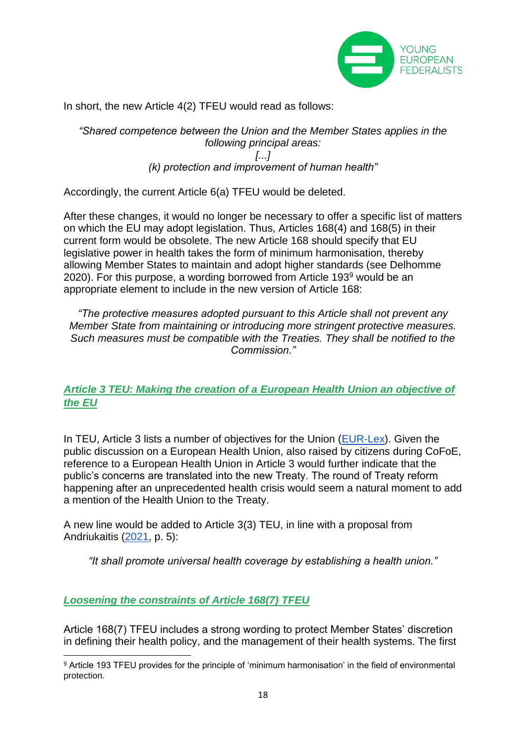In short, the new Article 4(2) TFEU would read as follows:

> *"Shared competence between the Union and the Member States applies in the following principal areas:*
> *[...]*
> *(k) protection and improvement of human health"*

Accordingly, the current Article 6(a) TFEU would be deleted.

After these changes, it would no longer be necessary to offer a specific list of matters on which the EU may adopt legislation. Thus, Articles 168(4) and 168(5) in their current form would be obsolete. The new Article 168 should specify that EU legislative power in health takes the form of minimum harmonisation, thereby allowing Member States to maintain and adopt higher standards (see Delhomme 2020). For this purpose, a wording borrowed from Article 193[9] would be an appropriate element to include in the new version of Article 168:

> *"The protective measures adopted pursuant to this Article shall not prevent any Member State from maintaining or introducing more stringent protective measures. Such measures must be compatible with the Treaties. They shall be notified to the Commission."*

## *Article 3 TEU: Making the creation of a European Health Union an objective of the EU*

In TEU, Article 3 lists a number of objectives for the Union (EUR-Lex). Given the public discussion on a European Health Union, also raised by citizens during CoFoE, reference to a European Health Union in Article 3 would further indicate that the public's concerns are translated into the new Treaty. The round of Treaty reform happening after an unprecedented health crisis would seem a natural moment to add a mention of the Health Union to the Treaty.

A new line would be added to Article 3(3) TEU, in line with a proposal from Andriukaitis (2021, p. 5):

> *"It shall promote universal health coverage by establishing a health union."*

## *Loosening the constraints of Article 168(7) TFEU*

Article 168(7) TFEU includes a strong wording to protect Member States' discretion in defining their health policy, and the management of their health systems. The first

---

[9] Article 193 TFEU provides for the principle of 'minimum harmonisation' in the field of environmental protection.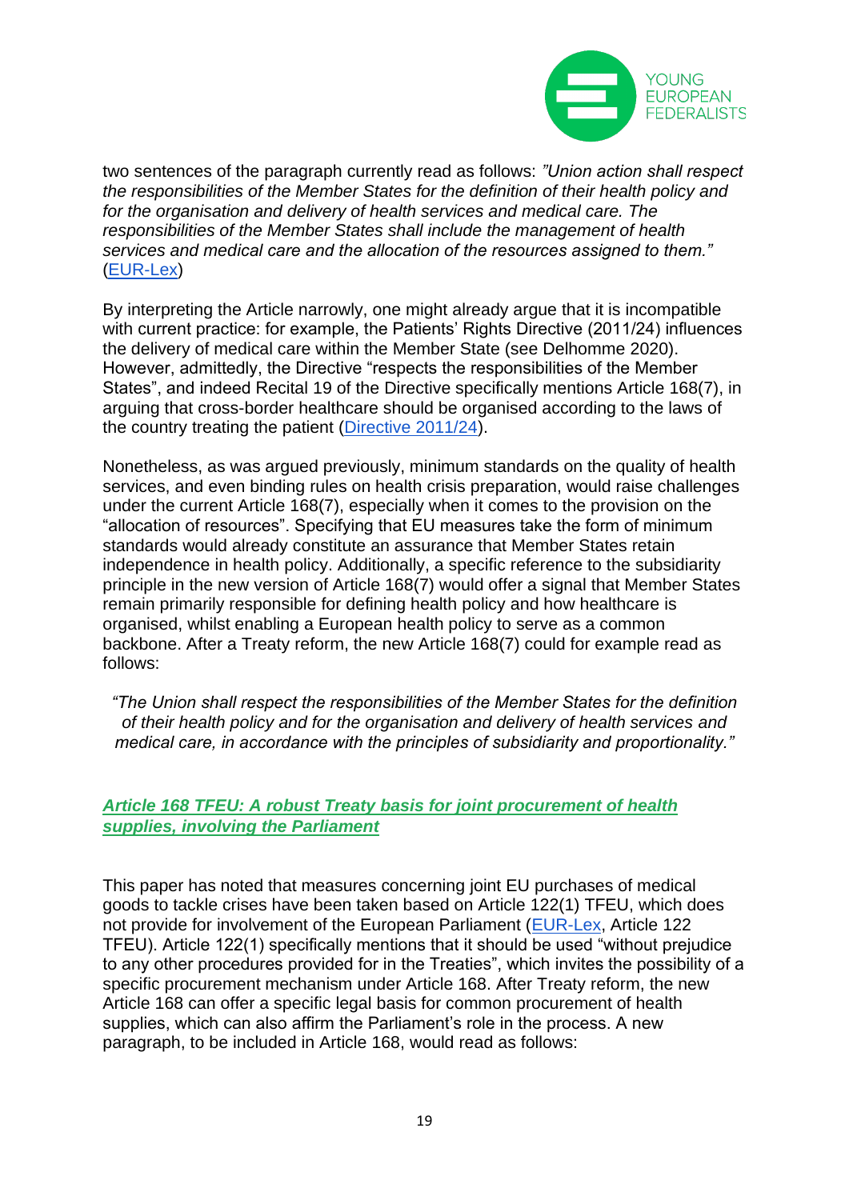two sentences of the paragraph currently read as follows: *"Union action shall respect the responsibilities of the Member States for the definition of their health policy and for the organisation and delivery of health services and medical care. The responsibilities of the Member States shall include the management of health services and medical care and the allocation of the resources assigned to them."* ([EUR-Lex](EUR-Lex))

By interpreting the Article narrowly, one might already argue that it is incompatible with current practice: for example, the Patients' Rights Directive (2011/24) influences the delivery of medical care within the Member State (see Delhomme 2020). However, admittedly, the Directive "respects the responsibilities of the Member States", and indeed Recital 19 of the Directive specifically mentions Article 168(7), in arguing that cross-border healthcare should be organised according to the laws of the country treating the patient ([Directive 2011/24](Directive 2011/24)).

Nonetheless, as was argued previously, minimum standards on the quality of health services, and even binding rules on health crisis preparation, would raise challenges under the current Article 168(7), especially when it comes to the provision on the "allocation of resources". Specifying that EU measures take the form of minimum standards would already constitute an assurance that Member States retain independence in health policy. Additionally, a specific reference to the subsidiarity principle in the new version of Article 168(7) would offer a signal that Member States remain primarily responsible for defining health policy and how healthcare is organised, whilst enabling a European health policy to serve as a common backbone. After a Treaty reform, the new Article 168(7) could for example read as follows:

> *"The Union shall respect the responsibilities of the Member States for the definition of their health policy and for the organisation and delivery of health services and medical care, in accordance with the principles of subsidiarity and proportionality."*

## *Article 168 TFEU: A robust Treaty basis for joint procurement of health supplies, involving the Parliament*

This paper has noted that measures concerning joint EU purchases of medical goods to tackle crises have been taken based on Article 122(1) TFEU, which does not provide for involvement of the European Parliament ([EUR-Lex](EUR-Lex), Article 122 TFEU). Article 122(1) specifically mentions that it should be used "without prejudice to any other procedures provided for in the Treaties", which invites the possibility of a specific procurement mechanism under Article 168. After Treaty reform, the new Article 168 can offer a specific legal basis for common procurement of health supplies, which can also affirm the Parliament's role in the process. A new paragraph, to be included in Article 168, would read as follows: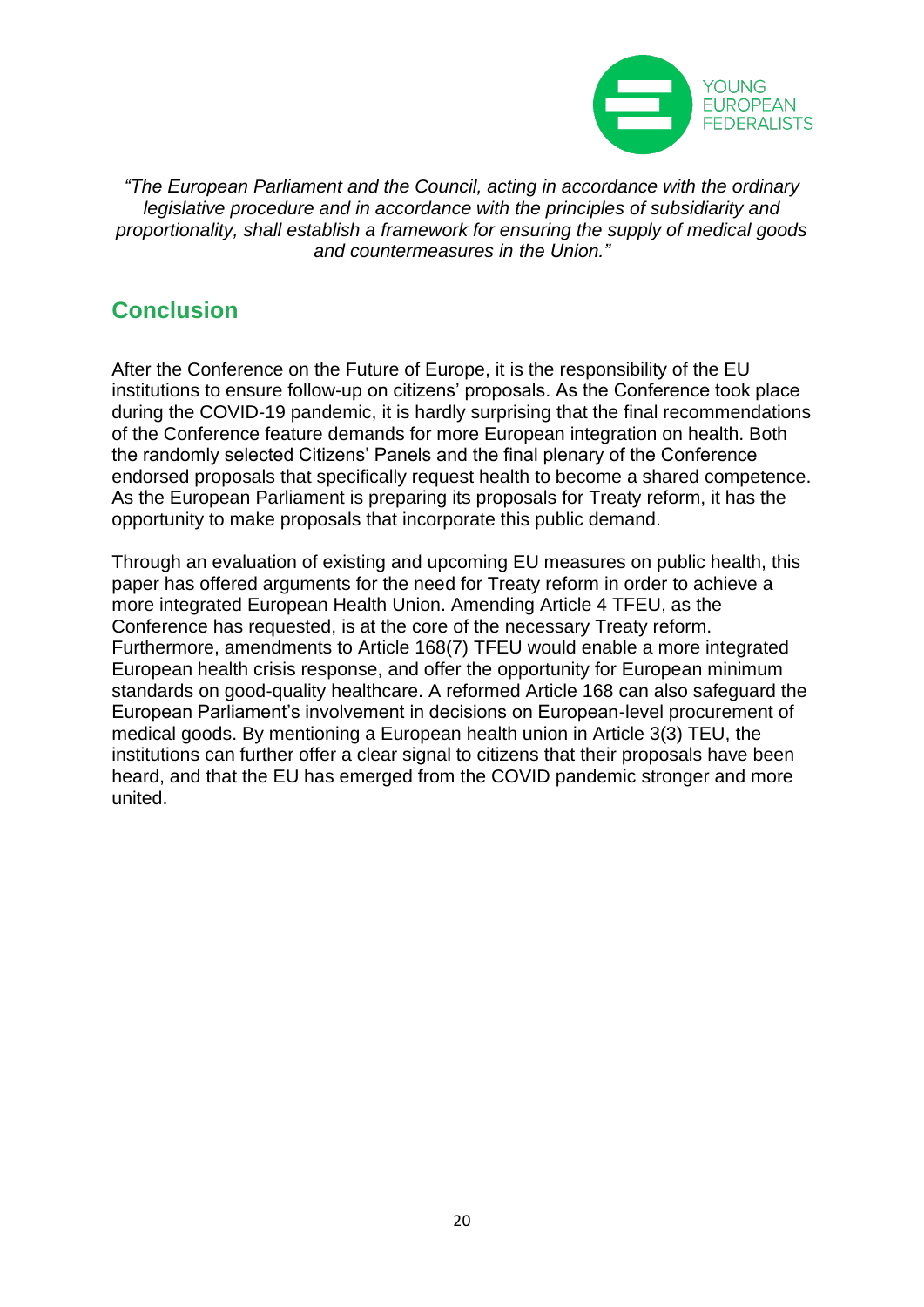*"The European Parliament and the Council, acting in accordance with the ordinary legislative procedure and in accordance with the principles of subsidiarity and proportionality, shall establish a framework for ensuring the supply of medical goods and countermeasures in the Union."*

## Conclusion

After the Conference on the Future of Europe, it is the responsibility of the EU institutions to ensure follow-up on citizens' proposals. As the Conference took place during the COVID-19 pandemic, it is hardly surprising that the final recommendations of the Conference feature demands for more European integration on health. Both the randomly selected Citizens' Panels and the final plenary of the Conference endorsed proposals that specifically request health to become a shared competence. As the European Parliament is preparing its proposals for Treaty reform, it has the opportunity to make proposals that incorporate this public demand.

Through an evaluation of existing and upcoming EU measures on public health, this paper has offered arguments for the need for Treaty reform in order to achieve a more integrated European Health Union. Amending Article 4 TFEU, as the Conference has requested, is at the core of the necessary Treaty reform. Furthermore, amendments to Article 168(7) TFEU would enable a more integrated European health crisis response, and offer the opportunity for European minimum standards on good-quality healthcare. A reformed Article 168 can also safeguard the European Parliament's involvement in decisions on European-level procurement of medical goods. By mentioning a European health union in Article 3(3) TEU, the institutions can further offer a clear signal to citizens that their proposals have been heard, and that the EU has emerged from the COVID pandemic stronger and more united.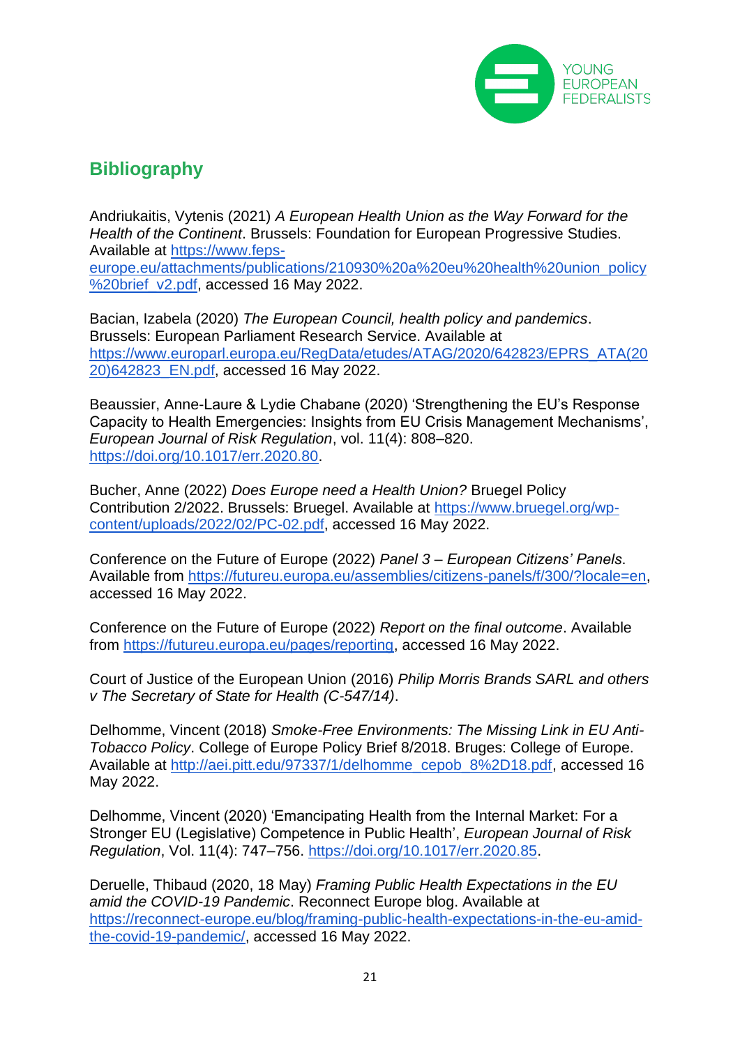## Bibliography

Andriukaitis, Vytenis (2021) *A European Health Union as the Way Forward for the Health of the Continent*. Brussels: Foundation for European Progressive Studies. Available at https://www.feps-europe.eu/attachments/publications/210930%20a%20eu%20health%20union_policy%20brief_v2.pdf, accessed 16 May 2022.

Bacian, Izabela (2020) *The European Council, health policy and pandemics*. Brussels: European Parliament Research Service. Available at https://www.europarl.europa.eu/RegData/etudes/ATAG/2020/642823/EPRS_ATA(2020)642823_EN.pdf, accessed 16 May 2022.

Beaussier, Anne-Laure & Lydie Chabane (2020) 'Strengthening the EU's Response Capacity to Health Emergencies: Insights from EU Crisis Management Mechanisms', *European Journal of Risk Regulation*, vol. 11(4): 808–820. https://doi.org/10.1017/err.2020.80.

Bucher, Anne (2022) *Does Europe need a Health Union?* Bruegel Policy Contribution 2/2022. Brussels: Bruegel. Available at https://www.bruegel.org/wp-content/uploads/2022/02/PC-02.pdf, accessed 16 May 2022.

Conference on the Future of Europe (2022) *Panel 3 – European Citizens' Panels*. Available from https://futureu.europa.eu/assemblies/citizens-panels/f/300/?locale=en, accessed 16 May 2022.

Conference on the Future of Europe (2022) *Report on the final outcome*. Available from https://futureu.europa.eu/pages/reporting, accessed 16 May 2022.

Court of Justice of the European Union (2016) *Philip Morris Brands SARL and others v The Secretary of State for Health (C-547/14)*.

Delhomme, Vincent (2018) *Smoke-Free Environments: The Missing Link in EU Anti-Tobacco Policy*. College of Europe Policy Brief 8/2018. Bruges: College of Europe. Available at http://aei.pitt.edu/97337/1/delhomme_cepob_8%2D18.pdf, accessed 16 May 2022.

Delhomme, Vincent (2020) 'Emancipating Health from the Internal Market: For a Stronger EU (Legislative) Competence in Public Health', *European Journal of Risk Regulation*, Vol. 11(4): 747–756. https://doi.org/10.1017/err.2020.85.

Deruelle, Thibaud (2020, 18 May) *Framing Public Health Expectations in the EU amid the COVID-19 Pandemic*. Reconnect Europe blog. Available at https://reconnect-europe.eu/blog/framing-public-health-expectations-in-the-eu-amid-the-covid-19-pandemic/, accessed 16 May 2022.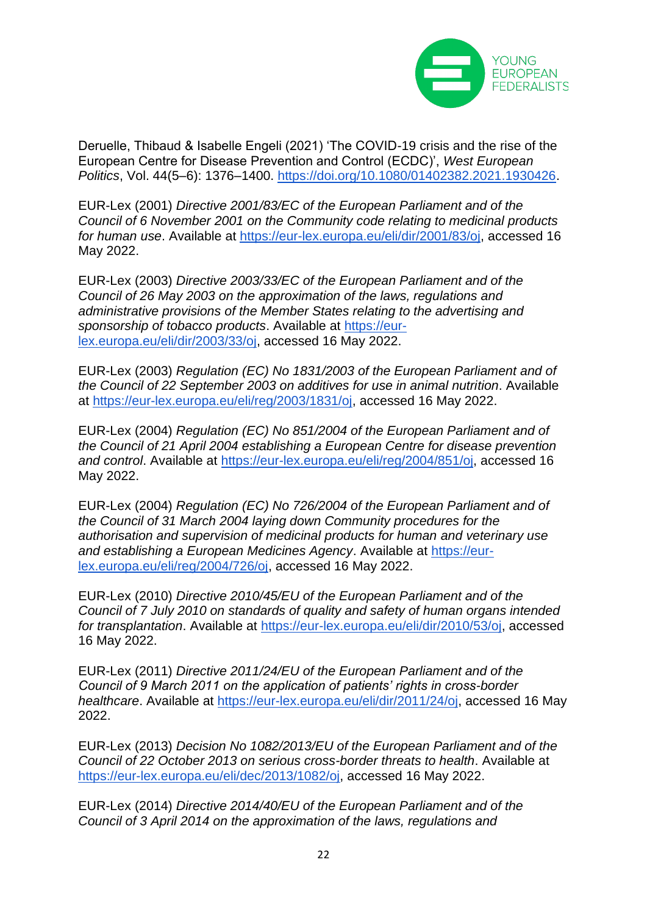Deruelle, Thibaud & Isabelle Engeli (2021) 'The COVID-19 crisis and the rise of the European Centre for Disease Prevention and Control (ECDC)', *West European Politics*, Vol. 44(5–6): 1376–1400. https://doi.org/10.1080/01402382.2021.1930426.

EUR-Lex (2001) *Directive 2001/83/EC of the European Parliament and of the Council of 6 November 2001 on the Community code relating to medicinal products for human use*. Available at https://eur-lex.europa.eu/eli/dir/2001/83/oj, accessed 16 May 2022.

EUR-Lex (2003) *Directive 2003/33/EC of the European Parliament and of the Council of 26 May 2003 on the approximation of the laws, regulations and administrative provisions of the Member States relating to the advertising and sponsorship of tobacco products*. Available at https://eur-lex.europa.eu/eli/dir/2003/33/oj, accessed 16 May 2022.

EUR-Lex (2003) *Regulation (EC) No 1831/2003 of the European Parliament and of the Council of 22 September 2003 on additives for use in animal nutrition*. Available at https://eur-lex.europa.eu/eli/reg/2003/1831/oj, accessed 16 May 2022.

EUR-Lex (2004) *Regulation (EC) No 851/2004 of the European Parliament and of the Council of 21 April 2004 establishing a European Centre for disease prevention and control*. Available at https://eur-lex.europa.eu/eli/reg/2004/851/oj, accessed 16 May 2022.

EUR-Lex (2004) *Regulation (EC) No 726/2004 of the European Parliament and of the Council of 31 March 2004 laying down Community procedures for the authorisation and supervision of medicinal products for human and veterinary use and establishing a European Medicines Agency*. Available at https://eur-lex.europa.eu/eli/reg/2004/726/oj, accessed 16 May 2022.

EUR-Lex (2010) *Directive 2010/45/EU of the European Parliament and of the Council of 7 July 2010 on standards of quality and safety of human organs intended for transplantation*. Available at https://eur-lex.europa.eu/eli/dir/2010/53/oj, accessed 16 May 2022.

EUR-Lex (2011) *Directive 2011/24/EU of the European Parliament and of the Council of 9 March 2011 on the application of patients' rights in cross-border healthcare*. Available at https://eur-lex.europa.eu/eli/dir/2011/24/oj, accessed 16 May 2022.

EUR-Lex (2013) *Decision No 1082/2013/EU of the European Parliament and of the Council of 22 October 2013 on serious cross-border threats to health*. Available at https://eur-lex.europa.eu/eli/dec/2013/1082/oj, accessed 16 May 2022.

EUR-Lex (2014) *Directive 2014/40/EU of the European Parliament and of the Council of 3 April 2014 on the approximation of the laws, regulations and*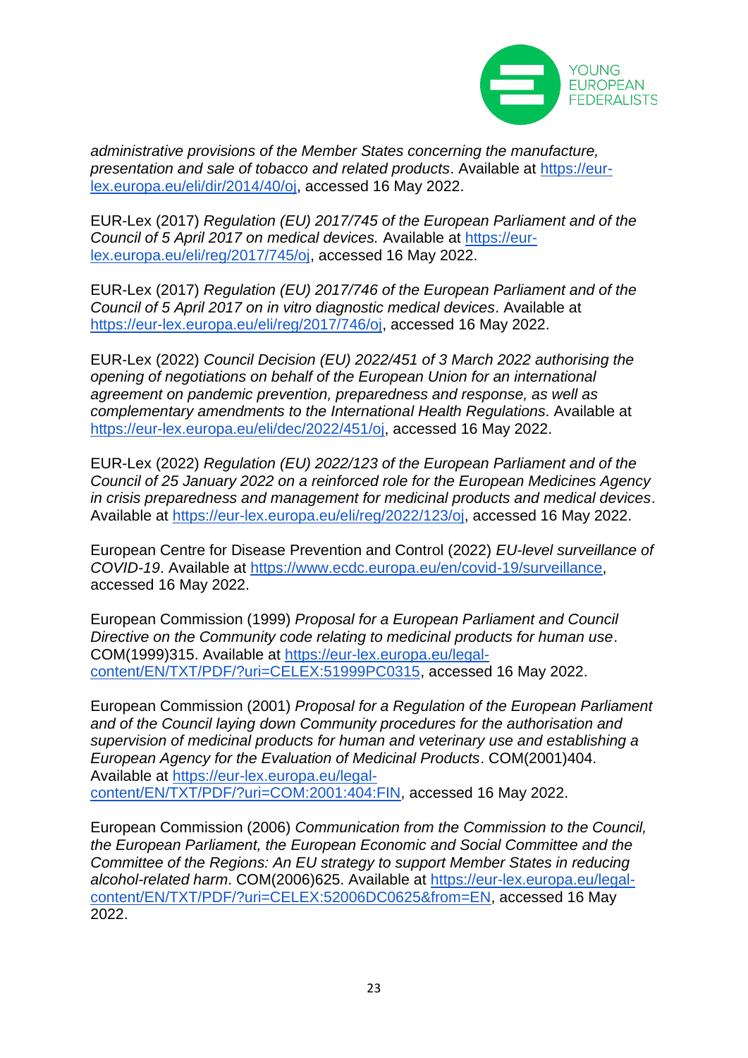*administrative provisions of the Member States concerning the manufacture, presentation and sale of tobacco and related products*. Available at https://eur-lex.europa.eu/eli/dir/2014/40/oj, accessed 16 May 2022.

EUR-Lex (2017) *Regulation (EU) 2017/745 of the European Parliament and of the Council of 5 April 2017 on medical devices.* Available at https://eur-lex.europa.eu/eli/reg/2017/745/oj, accessed 16 May 2022.

EUR-Lex (2017) *Regulation (EU) 2017/746 of the European Parliament and of the Council of 5 April 2017 on in vitro diagnostic medical devices*. Available at https://eur-lex.europa.eu/eli/reg/2017/746/oj, accessed 16 May 2022.

EUR-Lex (2022) *Council Decision (EU) 2022/451 of 3 March 2022 authorising the opening of negotiations on behalf of the European Union for an international agreement on pandemic prevention, preparedness and response, as well as complementary amendments to the International Health Regulations*. Available at https://eur-lex.europa.eu/eli/dec/2022/451/oj, accessed 16 May 2022.

EUR-Lex (2022) *Regulation (EU) 2022/123 of the European Parliament and of the Council of 25 January 2022 on a reinforced role for the European Medicines Agency in crisis preparedness and management for medicinal products and medical devices*. Available at https://eur-lex.europa.eu/eli/reg/2022/123/oj, accessed 16 May 2022.

European Centre for Disease Prevention and Control (2022) *EU-level surveillance of COVID-19*. Available at https://www.ecdc.europa.eu/en/covid-19/surveillance, accessed 16 May 2022.

European Commission (1999) *Proposal for a European Parliament and Council Directive on the Community code relating to medicinal products for human use*. COM(1999)315. Available at https://eur-lex.europa.eu/legal-content/EN/TXT/PDF/?uri=CELEX:51999PC0315, accessed 16 May 2022.

European Commission (2001) *Proposal for a Regulation of the European Parliament and of the Council laying down Community procedures for the authorisation and supervision of medicinal products for human and veterinary use and establishing a European Agency for the Evaluation of Medicinal Products*. COM(2001)404. Available at https://eur-lex.europa.eu/legal-content/EN/TXT/PDF/?uri=COM:2001:404:FIN, accessed 16 May 2022.

European Commission (2006) *Communication from the Commission to the Council, the European Parliament, the European Economic and Social Committee and the Committee of the Regions: An EU strategy to support Member States in reducing alcohol-related harm*. COM(2006)625. Available at https://eur-lex.europa.eu/legal-content/EN/TXT/PDF/?uri=CELEX:52006DC0625&from=EN, accessed 16 May 2022.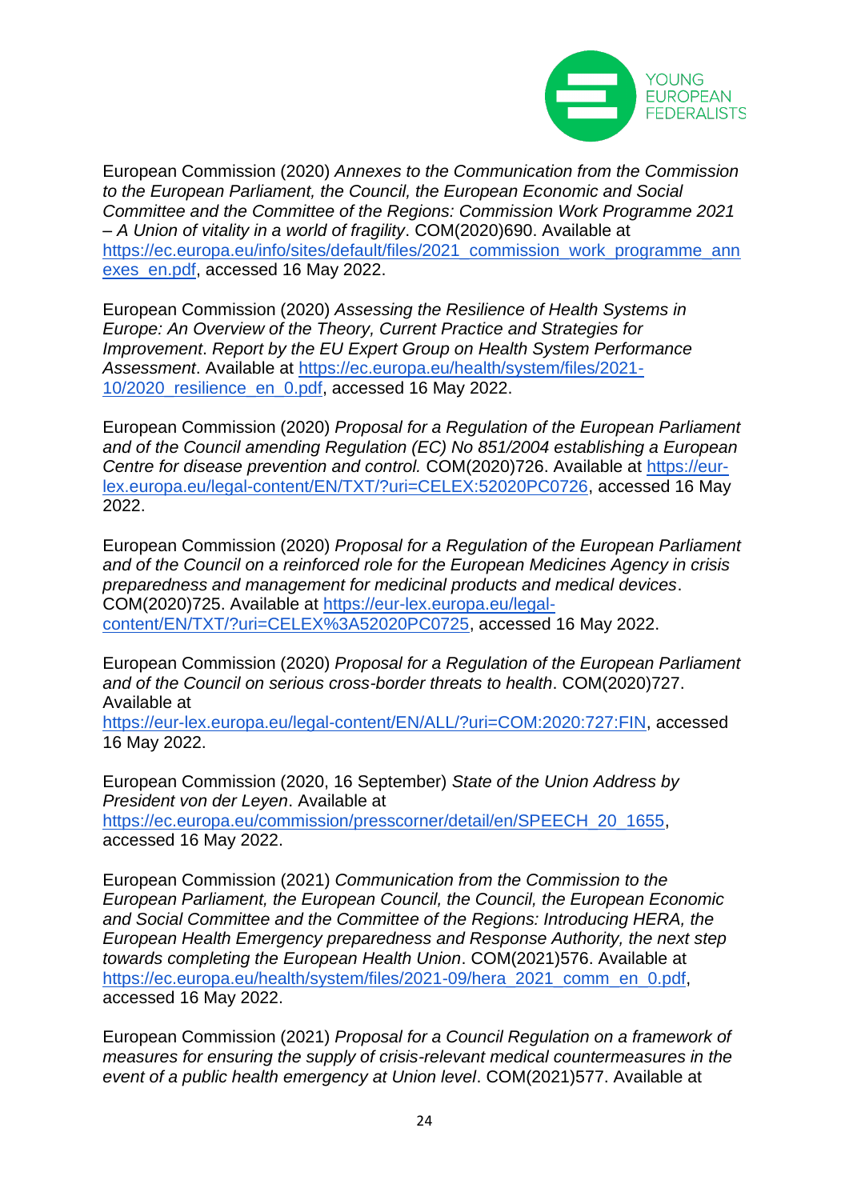European Commission (2020) *Annexes to the Communication from the Commission to the European Parliament, the Council, the European Economic and Social Committee and the Committee of the Regions: Commission Work Programme 2021 – A Union of vitality in a world of fragility*. COM(2020)690. Available at https://ec.europa.eu/info/sites/default/files/2021_commission_work_programme_annexes_en.pdf, accessed 16 May 2022.

European Commission (2020) *Assessing the Resilience of Health Systems in Europe: An Overview of the Theory, Current Practice and Strategies for Improvement*. *Report by the EU Expert Group on Health System Performance Assessment*. Available at https://ec.europa.eu/health/system/files/2021-10/2020_resilience_en_0.pdf, accessed 16 May 2022.

European Commission (2020) *Proposal for a Regulation of the European Parliament and of the Council amending Regulation (EC) No 851/2004 establishing a European Centre for disease prevention and control.* COM(2020)726. Available at https://eur-lex.europa.eu/legal-content/EN/TXT/?uri=CELEX:52020PC0726, accessed 16 May 2022.

European Commission (2020) *Proposal for a Regulation of the European Parliament and of the Council on a reinforced role for the European Medicines Agency in crisis preparedness and management for medicinal products and medical devices*. COM(2020)725. Available at https://eur-lex.europa.eu/legal-content/EN/TXT/?uri=CELEX%3A52020PC0725, accessed 16 May 2022.

European Commission (2020) *Proposal for a Regulation of the European Parliament and of the Council on serious cross-border threats to health*. COM(2020)727. Available at https://eur-lex.europa.eu/legal-content/EN/ALL/?uri=COM:2020:727:FIN, accessed 16 May 2022.

European Commission (2020, 16 September) *State of the Union Address by President von der Leyen*. Available at https://ec.europa.eu/commission/presscorner/detail/en/SPEECH_20_1655, accessed 16 May 2022.

European Commission (2021) *Communication from the Commission to the European Parliament, the European Council, the Council, the European Economic and Social Committee and the Committee of the Regions: Introducing HERA, the European Health Emergency preparedness and Response Authority, the next step towards completing the European Health Union*. COM(2021)576. Available at https://ec.europa.eu/health/system/files/2021-09/hera_2021_comm_en_0.pdf, accessed 16 May 2022.

European Commission (2021) *Proposal for a Council Regulation on a framework of measures for ensuring the supply of crisis-relevant medical countermeasures in the event of a public health emergency at Union level*. COM(2021)577. Available at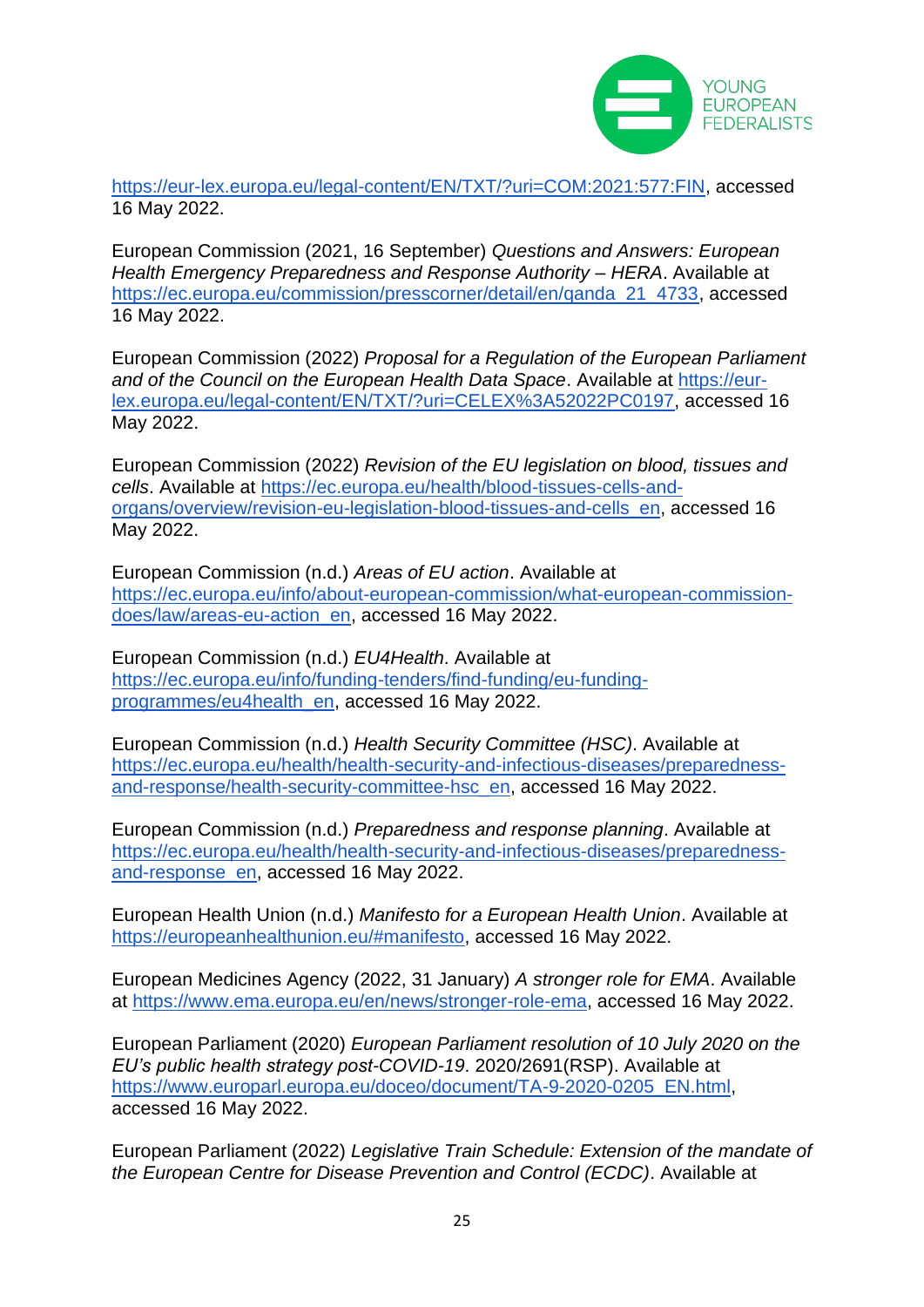https://eur-lex.europa.eu/legal-content/EN/TXT/?uri=COM:2021:577:FIN, accessed 16 May 2022.

European Commission (2021, 16 September) *Questions and Answers: European Health Emergency Preparedness and Response Authority – HERA*. Available at https://ec.europa.eu/commission/presscorner/detail/en/qanda_21_4733, accessed 16 May 2022.

European Commission (2022) *Proposal for a Regulation of the European Parliament and of the Council on the European Health Data Space*. Available at https://eur-lex.europa.eu/legal-content/EN/TXT/?uri=CELEX%3A52022PC0197, accessed 16 May 2022.

European Commission (2022) *Revision of the EU legislation on blood, tissues and cells*. Available at https://ec.europa.eu/health/blood-tissues-cells-and-organs/overview/revision-eu-legislation-blood-tissues-and-cells_en, accessed 16 May 2022.

European Commission (n.d.) *Areas of EU action*. Available at https://ec.europa.eu/info/about-european-commission/what-european-commission-does/law/areas-eu-action_en, accessed 16 May 2022.

European Commission (n.d.) *EU4Health*. Available at https://ec.europa.eu/info/funding-tenders/find-funding/eu-funding-programmes/eu4health_en, accessed 16 May 2022.

European Commission (n.d.) *Health Security Committee (HSC)*. Available at https://ec.europa.eu/health/health-security-and-infectious-diseases/preparedness-and-response/health-security-committee-hsc_en, accessed 16 May 2022.

European Commission (n.d.) *Preparedness and response planning*. Available at https://ec.europa.eu/health/health-security-and-infectious-diseases/preparedness-and-response_en, accessed 16 May 2022.

European Health Union (n.d.) *Manifesto for a European Health Union*. Available at https://europeanhealthunion.eu/#manifesto, accessed 16 May 2022.

European Medicines Agency (2022, 31 January) *A stronger role for EMA*. Available at https://www.ema.europa.eu/en/news/stronger-role-ema, accessed 16 May 2022.

European Parliament (2020) *European Parliament resolution of 10 July 2020 on the EU's public health strategy post-COVID-19*. 2020/2691(RSP). Available at https://www.europarl.europa.eu/doceo/document/TA-9-2020-0205_EN.html, accessed 16 May 2022.

European Parliament (2022) *Legislative Train Schedule: Extension of the mandate of the European Centre for Disease Prevention and Control (ECDC)*. Available at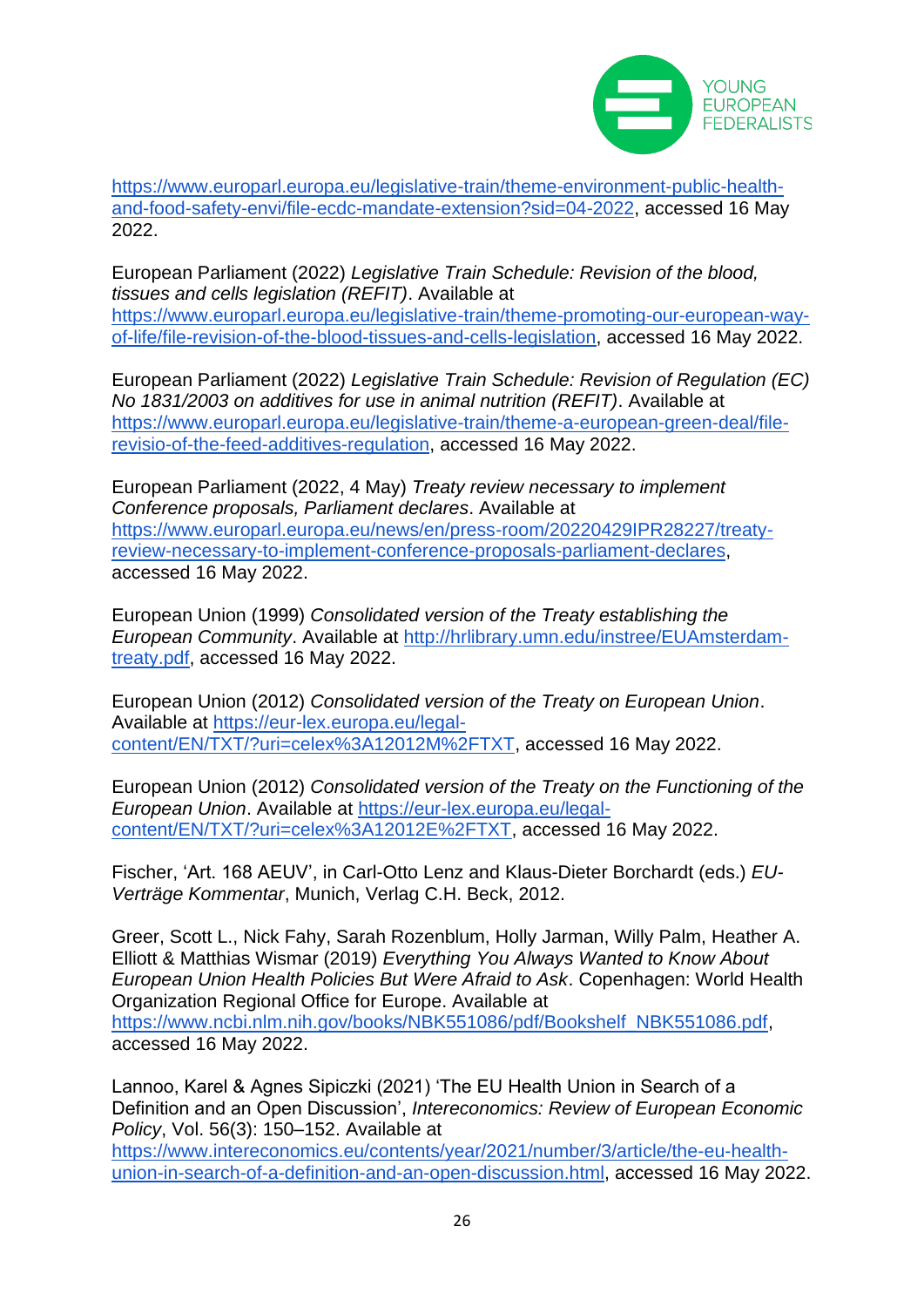https://www.europarl.europa.eu/legislative-train/theme-environment-public-health-and-food-safety-envi/file-ecdc-mandate-extension?sid=04-2022, accessed 16 May 2022.

European Parliament (2022) *Legislative Train Schedule: Revision of the blood, tissues and cells legislation (REFIT)*. Available at https://www.europarl.europa.eu/legislative-train/theme-promoting-our-european-way-of-life/file-revision-of-the-blood-tissues-and-cells-legislation, accessed 16 May 2022.

European Parliament (2022) *Legislative Train Schedule: Revision of Regulation (EC) No 1831/2003 on additives for use in animal nutrition (REFIT)*. Available at https://www.europarl.europa.eu/legislative-train/theme-a-european-green-deal/file-revisio-of-the-feed-additives-regulation, accessed 16 May 2022.

European Parliament (2022, 4 May) *Treaty review necessary to implement Conference proposals, Parliament declares*. Available at https://www.europarl.europa.eu/news/en/press-room/20220429IPR28227/treaty-review-necessary-to-implement-conference-proposals-parliament-declares, accessed 16 May 2022.

European Union (1999) *Consolidated version of the Treaty establishing the European Community*. Available at http://hrlibrary.umn.edu/instree/EUAmsterdam-treaty.pdf, accessed 16 May 2022.

European Union (2012) *Consolidated version of the Treaty on European Union*. Available at https://eur-lex.europa.eu/legal-content/EN/TXT/?uri=celex%3A12012M%2FTXT, accessed 16 May 2022.

European Union (2012) *Consolidated version of the Treaty on the Functioning of the European Union*. Available at https://eur-lex.europa.eu/legal-content/EN/TXT/?uri=celex%3A12012E%2FTXT, accessed 16 May 2022.

Fischer, 'Art. 168 AEUV', in Carl-Otto Lenz and Klaus-Dieter Borchardt (eds.) *EU-Verträge Kommentar*, Munich, Verlag C.H. Beck, 2012.

Greer, Scott L., Nick Fahy, Sarah Rozenblum, Holly Jarman, Willy Palm, Heather A. Elliott & Matthias Wismar (2019) *Everything You Always Wanted to Know About European Union Health Policies But Were Afraid to Ask*. Copenhagen: World Health Organization Regional Office for Europe. Available at https://www.ncbi.nlm.nih.gov/books/NBK551086/pdf/Bookshelf_NBK551086.pdf, accessed 16 May 2022.

Lannoo, Karel & Agnes Sipiczki (2021) 'The EU Health Union in Search of a Definition and an Open Discussion', *Intereconomics: Review of European Economic Policy*, Vol. 56(3): 150–152. Available at https://www.intereconomics.eu/contents/year/2021/number/3/article/the-eu-health-union-in-search-of-a-definition-and-an-open-discussion.html, accessed 16 May 2022.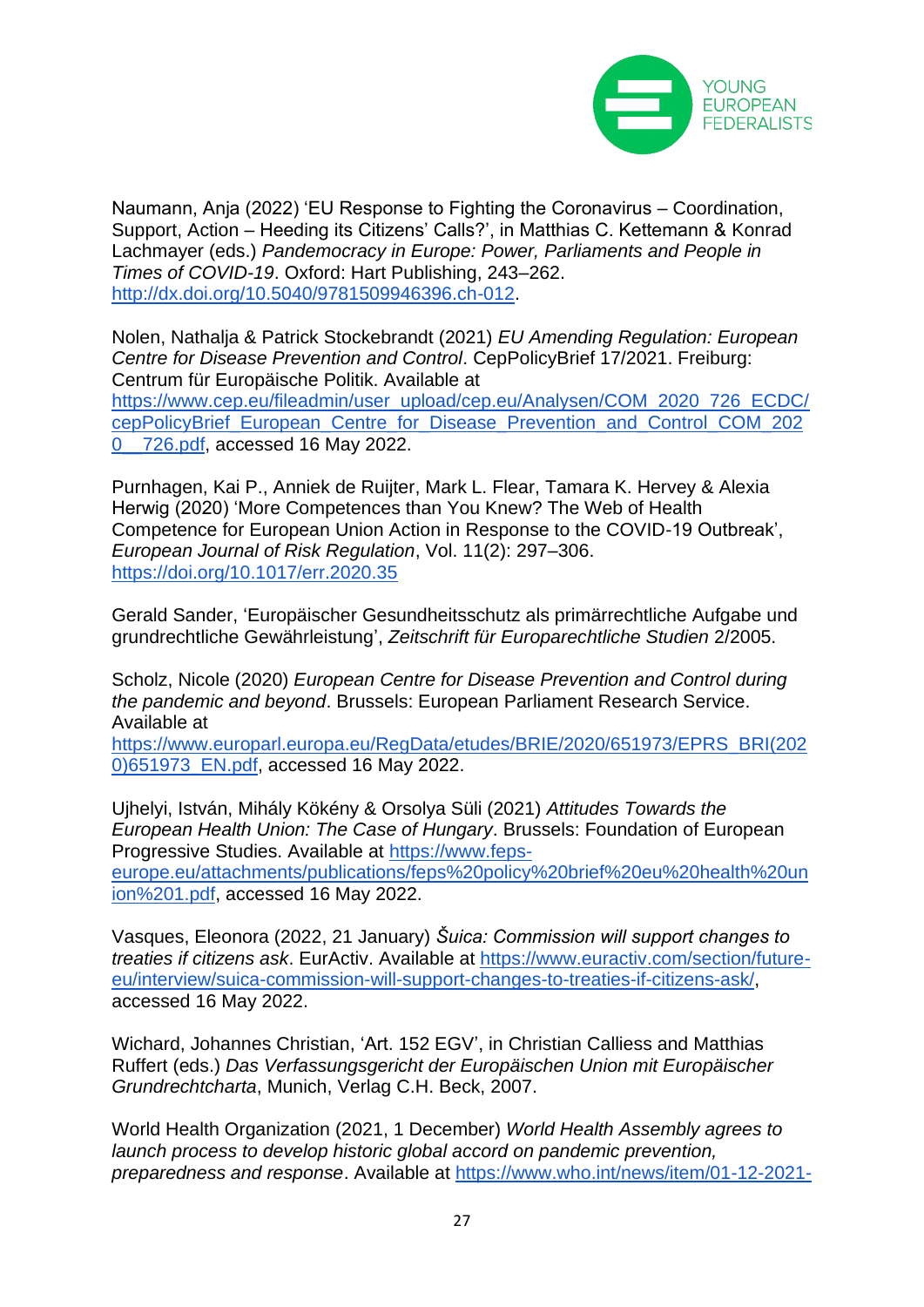Naumann, Anja (2022) 'EU Response to Fighting the Coronavirus – Coordination, Support, Action – Heeding its Citizens' Calls?', in Matthias C. Kettemann & Konrad Lachmayer (eds.) *Pandemocracy in Europe: Power, Parliaments and People in Times of COVID-19*. Oxford: Hart Publishing, 243–262. http://dx.doi.org/10.5040/9781509946396.ch-012.

Nolen, Nathalja & Patrick Stockebrandt (2021) *EU Amending Regulation: European Centre for Disease Prevention and Control*. CepPolicyBrief 17/2021. Freiburg: Centrum für Europäische Politik. Available at https://www.cep.eu/fileadmin/user_upload/cep.eu/Analysen/COM_2020_726_ECDC/cepPolicyBrief_European_Centre_for_Disease_Prevention_and_Control_COM_2020__726.pdf, accessed 16 May 2022.

Purnhagen, Kai P., Anniek de Ruijter, Mark L. Flear, Tamara K. Hervey & Alexia Herwig (2020) 'More Competences than You Knew? The Web of Health Competence for European Union Action in Response to the COVID-19 Outbreak', *European Journal of Risk Regulation*, Vol. 11(2): 297–306. https://doi.org/10.1017/err.2020.35

Gerald Sander, 'Europäischer Gesundheitsschutz als primärrechtliche Aufgabe und grundrechtliche Gewährleistung', *Zeitschrift für Europarechtliche Studien* 2/2005.

Scholz, Nicole (2020) *European Centre for Disease Prevention and Control during the pandemic and beyond*. Brussels: European Parliament Research Service. Available at https://www.europarl.europa.eu/RegData/etudes/BRIE/2020/651973/EPRS_BRI(2020)651973_EN.pdf, accessed 16 May 2022.

Ujhelyi, István, Mihály Kökény & Orsolya Süli (2021) *Attitudes Towards the European Health Union: The Case of Hungary*. Brussels: Foundation of European Progressive Studies. Available at https://www.feps-europe.eu/attachments/publications/feps%20policy%20brief%20eu%20health%20union%201.pdf, accessed 16 May 2022.

Vasques, Eleonora (2022, 21 January) *Šuica: Commission will support changes to treaties if citizens ask*. EurActiv. Available at https://www.euractiv.com/section/future-eu/interview/suica-commission-will-support-changes-to-treaties-if-citizens-ask/, accessed 16 May 2022.

Wichard, Johannes Christian, 'Art. 152 EGV', in Christian Calliess and Matthias Ruffert (eds.) *Das Verfassungsgericht der Europäischen Union mit Europäischer Grundrechtcharta*, Munich, Verlag C.H. Beck, 2007.

World Health Organization (2021, 1 December) *World Health Assembly agrees to launch process to develop historic global accord on pandemic prevention, preparedness and response*. Available at https://www.who.int/news/item/01-12-2021-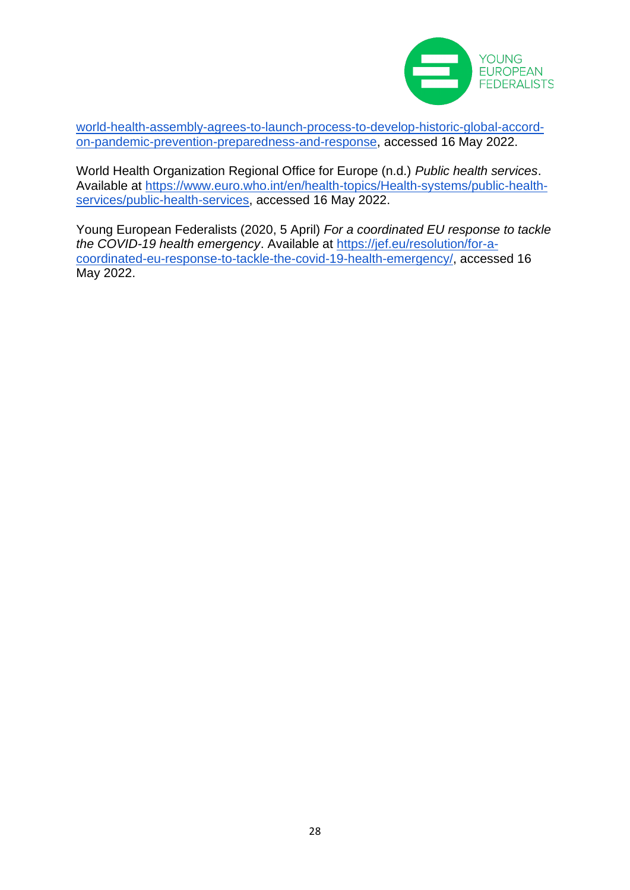world-health-assembly-agrees-to-launch-process-to-develop-historic-global-accord-on-pandemic-prevention-preparedness-and-response, accessed 16 May 2022.

World Health Organization Regional Office for Europe (n.d.) *Public health services*. Available at https://www.euro.who.int/en/health-topics/Health-systems/public-health-services/public-health-services, accessed 16 May 2022.

Young European Federalists (2020, 5 April) *For a coordinated EU response to tackle the COVID-19 health emergency*. Available at https://jef.eu/resolution/for-a-coordinated-eu-response-to-tackle-the-covid-19-health-emergency/, accessed 16 May 2022.